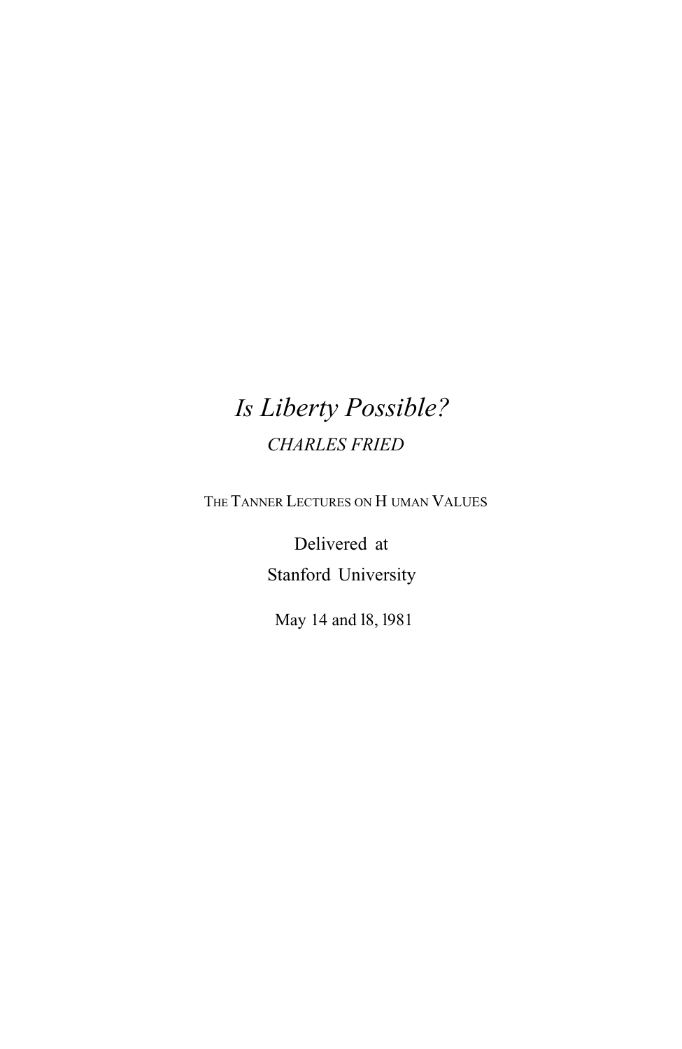# *Is Liberty Possible?*

*CHARLES FRIED*

THE TANNER LECTURES ON HUMAN VALUES

Delivered at
Stanford University

May 14 and 18, 1981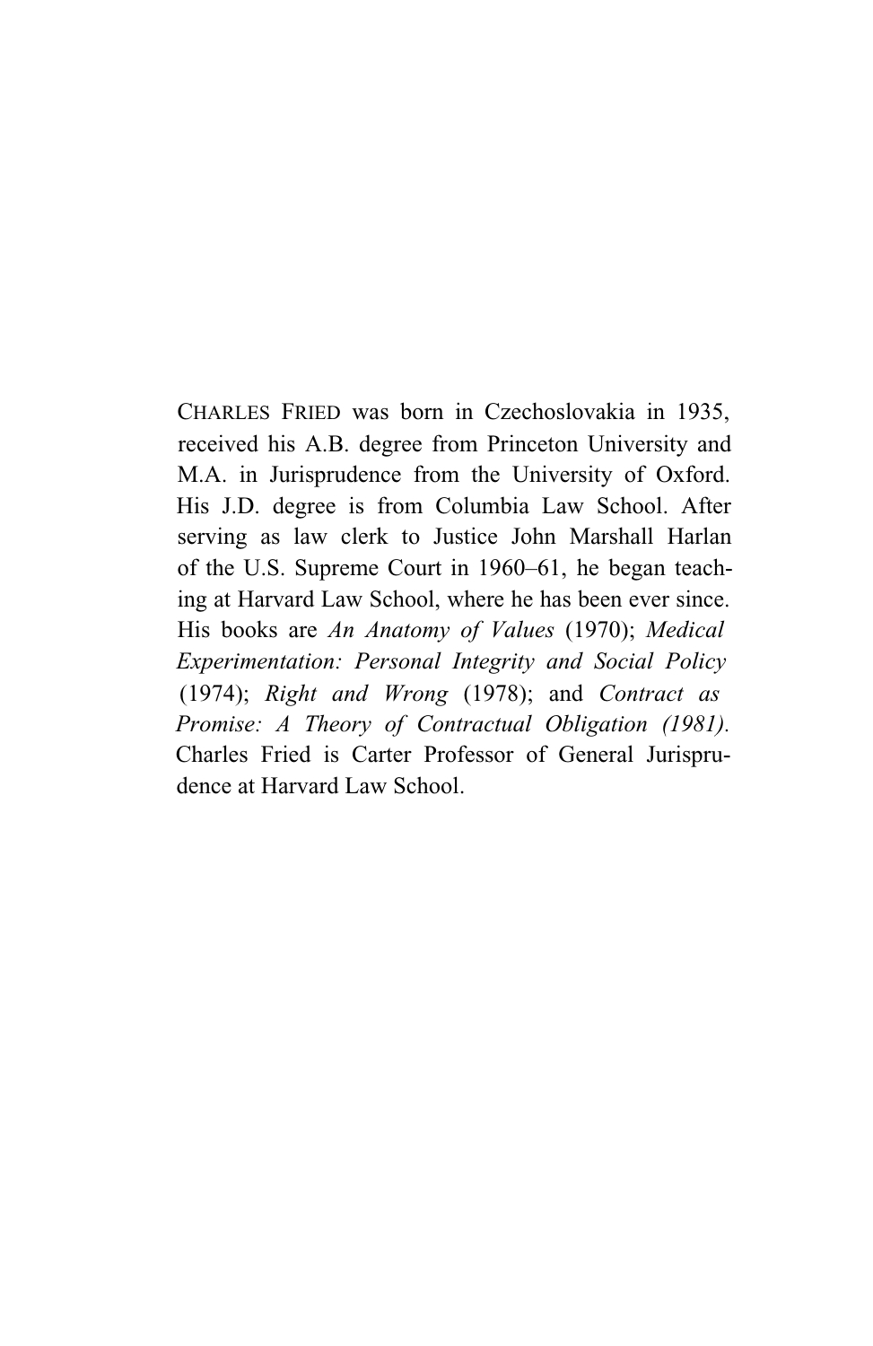CHARLES FRIED was born in Czechoslovakia in 1935, received his A.B. degree from Princeton University and M.A. in Jurisprudence from the University of Oxford. His J.D. degree is from Columbia Law School. After serving as law clerk to Justice John Marshall Harlan of the U.S. Supreme Court in 1960–61, he began teaching at Harvard Law School, where he has been ever since. His books are *An Anatomy of Values* (1970); *Medical Experimentation: Personal Integrity and Social Policy* (1974); *Right and Wrong* (1978); and *Contract as Promise: A Theory of Contractual Obligation (1981).* Charles Fried is Carter Professor of General Jurisprudence at Harvard Law School.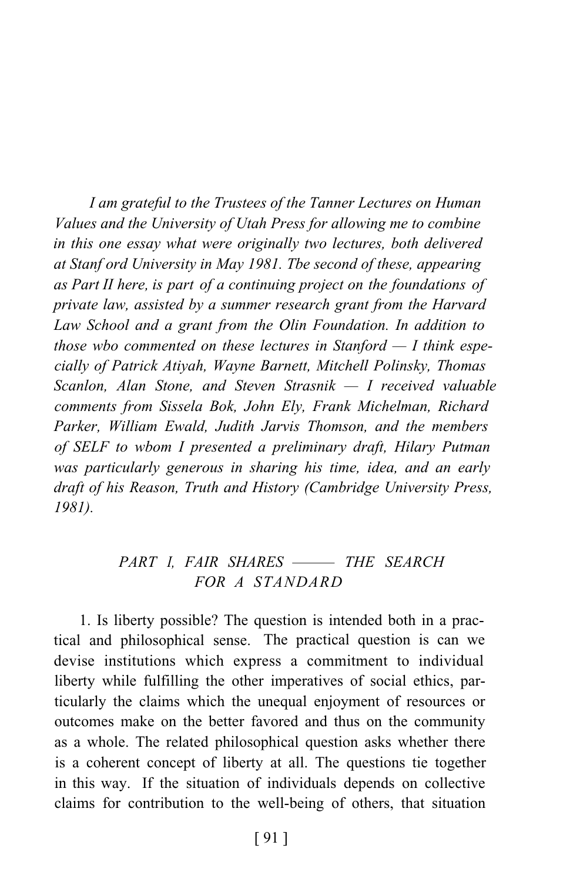*I am grateful to the Trustees of the Tanner Lectures on Human Values and the University of Utah Press for allowing me to combine in this one essay what were originally two lectures, both delivered at Stanf ord University in May 1981. Tbe second of these, appearing as Part II here, is part of a continuing project on the foundations of private law, assisted by a summer research grant from the Harvard Law School and a grant from the Olin Foundation. In addition to those wbo commented on these lectures in Stanford — I think especially of Patrick Atiyah, Wayne Barnett, Mitchell Polinsky, Thomas Scanlon, Alan Stone, and Steven Strasnik — I received valuable comments from Sissela Bok, John Ely, Frank Michelman, Richard Parker, William Ewald, Judith Jarvis Thomson, and the members of SELF to wbom I presented a preliminary draft, Hilary Putman was particularly generous in sharing his time, idea, and an early draft of his Reason, Truth and History (Cambridge University Press, 1981).*

## *PART I, FAIR SHARES ——— THE SEARCH FOR A STANDARD*

1. Is liberty possible? The question is intended both in a practical and philosophical sense. The practical question is can we devise institutions which express a commitment to individual liberty while fulfilling the other imperatives of social ethics, particularly the claims which the unequal enjoyment of resources or outcomes make on the better favored and thus on the community as a whole. The related philosophical question asks whether there is a coherent concept of liberty at all. The questions tie together in this way. If the situation of individuals depends on collective claims for contribution to the well-being of others, that situation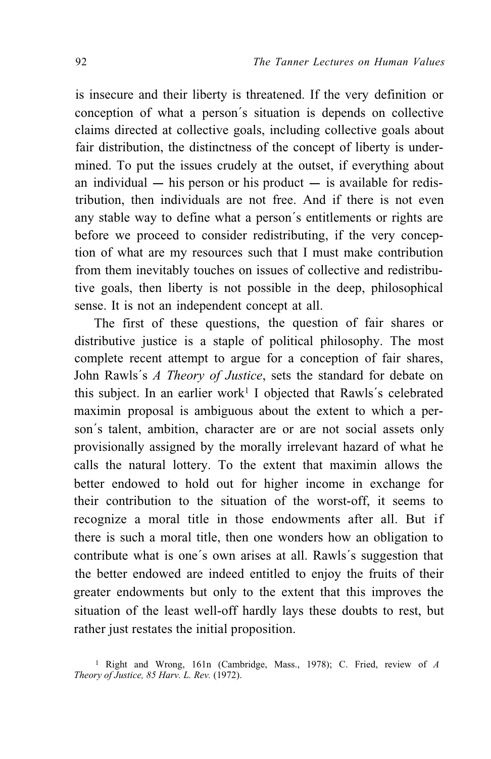is insecure and their liberty is threatened. If the very definition or conception of what a person´s situation is depends on collective claims directed at collective goals, including collective goals about fair distribution, the distinctness of the concept of liberty is undermined. To put the issues crudely at the outset, if everything about an individual — his person or his product — is available for redistribution, then individuals are not free. And if there is not even any stable way to define what a person´s entitlements or rights are before we proceed to consider redistributing, if the very conception of what are my resources such that I must make contribution from them inevitably touches on issues of collective and redistributive goals, then liberty is not possible in the deep, philosophical sense. It is not an independent concept at all.

The first of these questions, the question of fair shares or distributive justice is a staple of political philosophy. The most complete recent attempt to argue for a conception of fair shares, John Rawls´s *A Theory of Justice*, sets the standard for debate on this subject. In an earlier work[1] I objected that Rawls´s celebrated maximin proposal is ambiguous about the extent to which a person´s talent, ambition, character are or are not social assets only provisionally assigned by the morally irrelevant hazard of what he calls the natural lottery. To the extent that maximin allows the better endowed to hold out for higher income in exchange for their contribution to the situation of the worst-off, it seems to recognize a moral title in those endowments after all. But if there is such a moral title, then one wonders how an obligation to contribute what is one´s own arises at all. Rawls´s suggestion that the better endowed are indeed entitled to enjoy the fruits of their greater endowments but only to the extent that this improves the situation of the least well-off hardly lays these doubts to rest, but rather just restates the initial proposition.

[1] Right and Wrong, 161n (Cambridge, Mass., 1978); C. Fried, review of *A Theory of Justice, 85 Harv. L. Rev.* (1972).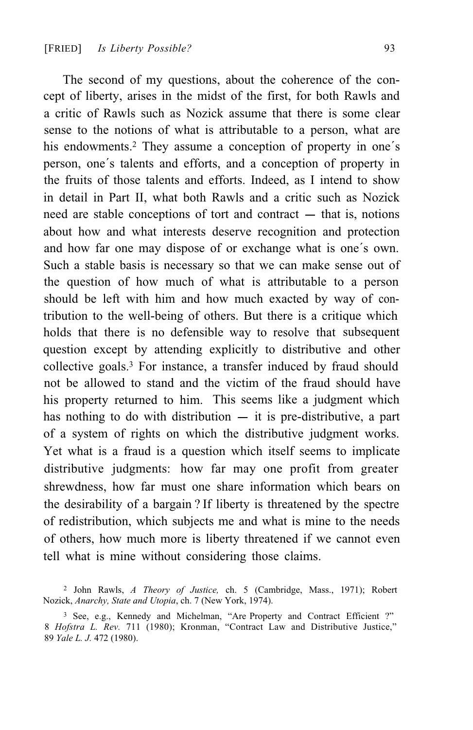The second of my questions, about the coherence of the concept of liberty, arises in the midst of the first, for both Rawls and a critic of Rawls such as Nozick assume that there is some clear sense to the notions of what is attributable to a person, what are his endowments.[2] They assume a conception of property in one´s person, one´s talents and efforts, and a conception of property in the fruits of those talents and efforts. Indeed, as I intend to show in detail in Part II, what both Rawls and a critic such as Nozick need are stable conceptions of tort and contract — that is, notions about how and what interests deserve recognition and protection and how far one may dispose of or exchange what is one´s own. Such a stable basis is necessary so that we can make sense out of the question of how much of what is attributable to a person should be left with him and how much exacted by way of contribution to the well-being of others. But there is a critique which holds that there is no defensible way to resolve that subsequent question except by attending explicitly to distributive and other collective goals.[3] For instance, a transfer induced by fraud should not be allowed to stand and the victim of the fraud should have his property returned to him. This seems like a judgment which has nothing to do with distribution — it is pre-distributive, a part of a system of rights on which the distributive judgment works. Yet what is a fraud is a question which itself seems to implicate distributive judgments: how far may one profit from greater shrewdness, how far must one share information which bears on the desirability of a bargain ? If liberty is threatened by the spectre of redistribution, which subjects me and what is mine to the needs of others, how much more is liberty threatened if we cannot even tell what is mine without considering those claims.

[2] John Rawls, *A Theory of Justice,* ch. 5 (Cambridge, Mass., 1971); Robert Nozick, *Anarchy, State and Utopia*, ch. 7 (New York, 1974).

[3] See, e.g., Kennedy and Michelman, "Are Property and Contract Efficient ?" 8 *Hofstra L. Rev.* 711 (1980); Kronman, "Contract Law and Distributive Justice," 89 *Yale L. J.* 472 (1980).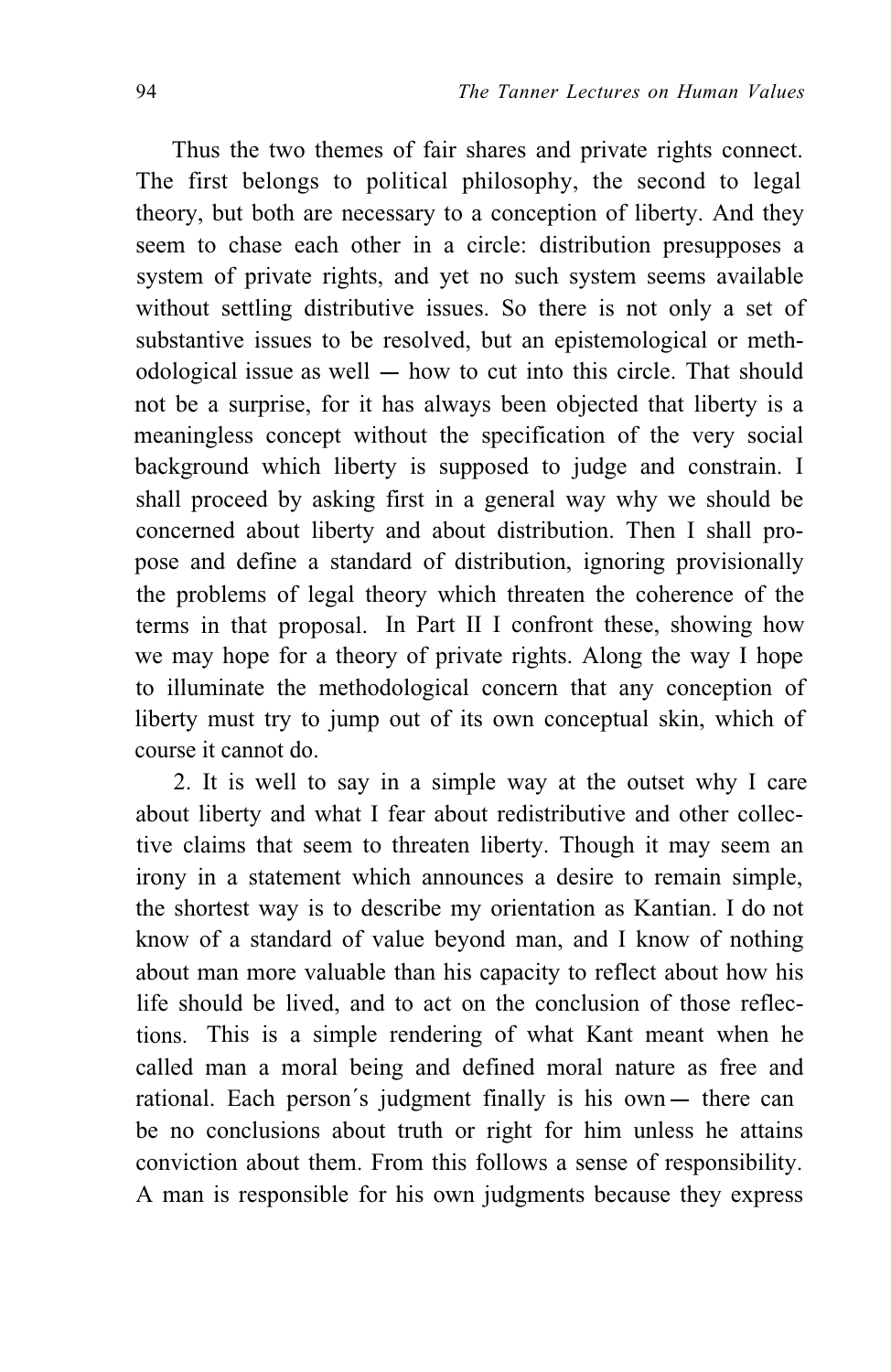Thus the two themes of fair shares and private rights connect. The first belongs to political philosophy, the second to legal theory, but both are necessary to a conception of liberty. And they seem to chase each other in a circle: distribution presupposes a system of private rights, and yet no such system seems available without settling distributive issues. So there is not only a set of substantive issues to be resolved, but an epistemological or methodological issue as well — how to cut into this circle. That should not be a surprise, for it has always been objected that liberty is a meaningless concept without the specification of the very social background which liberty is supposed to judge and constrain. I shall proceed by asking first in a general way why we should be concerned about liberty and about distribution. Then I shall propose and define a standard of distribution, ignoring provisionally the problems of legal theory which threaten the coherence of the terms in that proposal. In Part II I confront these, showing how we may hope for a theory of private rights. Along the way I hope to illuminate the methodological concern that any conception of liberty must try to jump out of its own conceptual skin, which of course it cannot do.

2. It is well to say in a simple way at the outset why I care about liberty and what I fear about redistributive and other collective claims that seem to threaten liberty. Though it may seem an irony in a statement which announces a desire to remain simple, the shortest way is to describe my orientation as Kantian. I do not know of a standard of value beyond man, and I know of nothing about man more valuable than his capacity to reflect about how his life should be lived, and to act on the conclusion of those reflections. This is a simple rendering of what Kant meant when he called man a moral being and defined moral nature as free and rational. Each person's judgment finally is his own — there can be no conclusions about truth or right for him unless he attains conviction about them. From this follows a sense of responsibility. A man is responsible for his own judgments because they express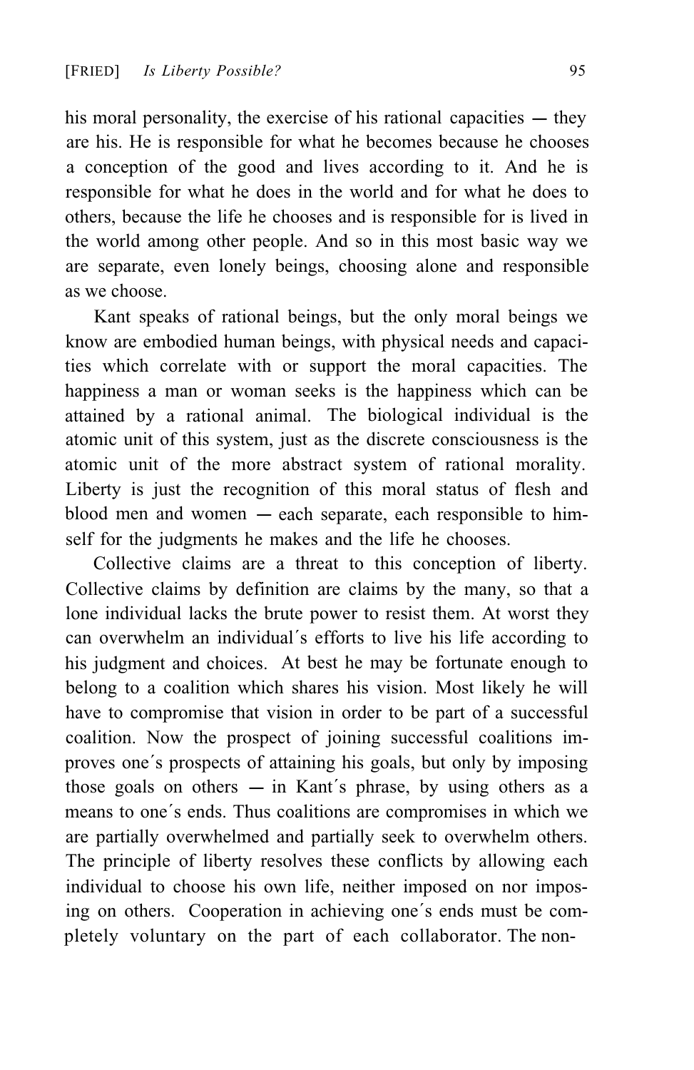his moral personality, the exercise of his rational capacities — they are his. He is responsible for what he becomes because he chooses a conception of the good and lives according to it. And he is responsible for what he does in the world and for what he does to others, because the life he chooses and is responsible for is lived in the world among other people. And so in this most basic way we are separate, even lonely beings, choosing alone and responsible as we choose.

Kant speaks of rational beings, but the only moral beings we know are embodied human beings, with physical needs and capacities which correlate with or support the moral capacities. The happiness a man or woman seeks is the happiness which can be attained by a rational animal. The biological individual is the atomic unit of this system, just as the discrete consciousness is the atomic unit of the more abstract system of rational morality. Liberty is just the recognition of this moral status of flesh and blood men and women — each separate, each responsible to himself for the judgments he makes and the life he chooses.

Collective claims are a threat to this conception of liberty. Collective claims by definition are claims by the many, so that a lone individual lacks the brute power to resist them. At worst they can overwhelm an individual´s efforts to live his life according to his judgment and choices. At best he may be fortunate enough to belong to a coalition which shares his vision. Most likely he will have to compromise that vision in order to be part of a successful coalition. Now the prospect of joining successful coalitions improves one´s prospects of attaining his goals, but only by imposing those goals on others — in Kant´s phrase, by using others as a means to one´s ends. Thus coalitions are compromises in which we are partially overwhelmed and partially seek to overwhelm others. The principle of liberty resolves these conflicts by allowing each individual to choose his own life, neither imposed on nor imposing on others. Cooperation in achieving one´s ends must be completely voluntary on the part of each collaborator. The non-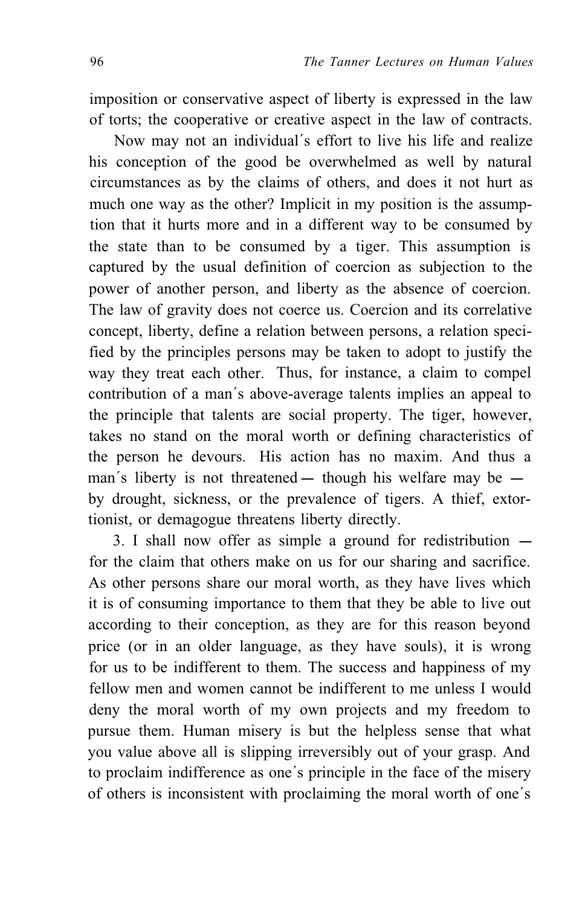imposition or conservative aspect of liberty is expressed in the law of torts; the cooperative or creative aspect in the law of contracts.

Now may not an individual´s effort to live his life and realize his conception of the good be overwhelmed as well by natural circumstances as by the claims of others, and does it not hurt as much one way as the other? Implicit in my position is the assumption that it hurts more and in a different way to be consumed by the state than to be consumed by a tiger. This assumption is captured by the usual definition of coercion as subjection to the power of another person, and liberty as the absence of coercion. The law of gravity does not coerce us. Coercion and its correlative concept, liberty, define a relation between persons, a relation specified by the principles persons may be taken to adopt to justify the way they treat each other. Thus, for instance, a claim to compel contribution of a man´s above-average talents implies an appeal to the principle that talents are social property. The tiger, however, takes no stand on the moral worth or defining characteristics of the person he devours. His action has no maxim. And thus a man´s liberty is not threatened — though his welfare may be — by drought, sickness, or the prevalence of tigers. A thief, extortionist, or demagogue threatens liberty directly.

3. I shall now offer as simple a ground for redistribution — for the claim that others make on us for our sharing and sacrifice. As other persons share our moral worth, as they have lives which it is of consuming importance to them that they be able to live out according to their conception, as they are for this reason beyond price (or in an older language, as they have souls), it is wrong for us to be indifferent to them. The success and happiness of my fellow men and women cannot be indifferent to me unless I would deny the moral worth of my own projects and my freedom to pursue them. Human misery is but the helpless sense that what you value above all is slipping irreversibly out of your grasp. And to proclaim indifference as one´s principle in the face of the misery of others is inconsistent with proclaiming the moral worth of one´s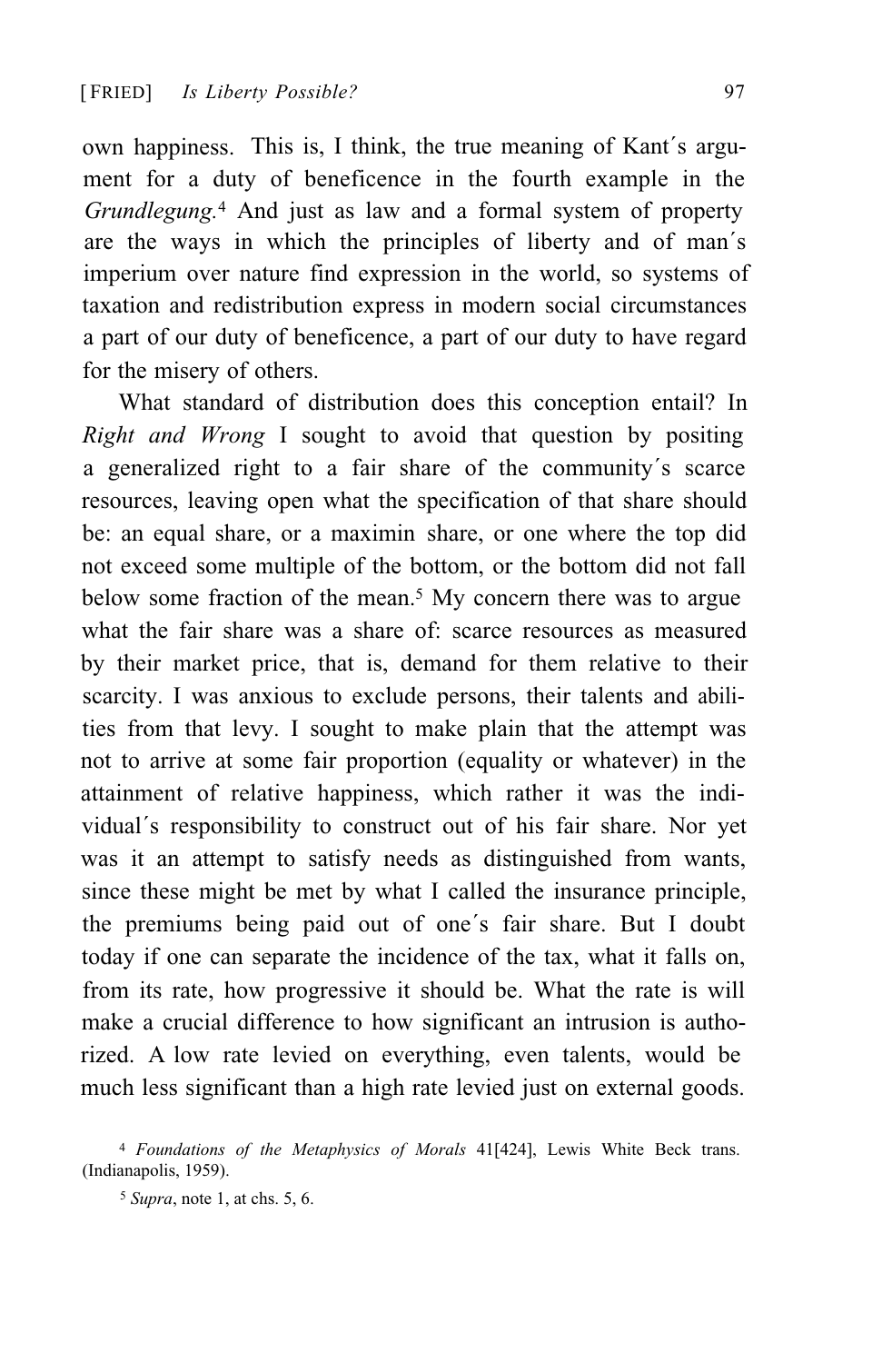own happiness. This is, I think, the true meaning of Kant´s argument for a duty of beneficence in the fourth example in the *Grundlegung.*[4] And just as law and a formal system of property are the ways in which the principles of liberty and of man´s imperium over nature find expression in the world, so systems of taxation and redistribution express in modern social circumstances a part of our duty of beneficence, a part of our duty to have regard for the misery of others.

What standard of distribution does this conception entail? In *Right and Wrong* I sought to avoid that question by positing a generalized right to a fair share of the community´s scarce resources, leaving open what the specification of that share should be: an equal share, or a maximin share, or one where the top did not exceed some multiple of the bottom, or the bottom did not fall below some fraction of the mean.[5] My concern there was to argue what the fair share was a share of: scarce resources as measured by their market price, that is, demand for them relative to their scarcity. I was anxious to exclude persons, their talents and abilities from that levy. I sought to make plain that the attempt was not to arrive at some fair proportion (equality or whatever) in the attainment of relative happiness, which rather it was the individual´s responsibility to construct out of his fair share. Nor yet was it an attempt to satisfy needs as distinguished from wants, since these might be met by what I called the insurance principle, the premiums being paid out of one´s fair share. But I doubt today if one can separate the incidence of the tax, what it falls on, from its rate, how progressive it should be. What the rate is will make a crucial difference to how significant an intrusion is authorized. A low rate levied on everything, even talents, would be much less significant than a high rate levied just on external goods.

[4] *Foundations of the Metaphysics of Morals* 41[424], Lewis White Beck trans. (Indianapolis, 1959).

[5] *Supra*, note 1, at chs. 5, 6.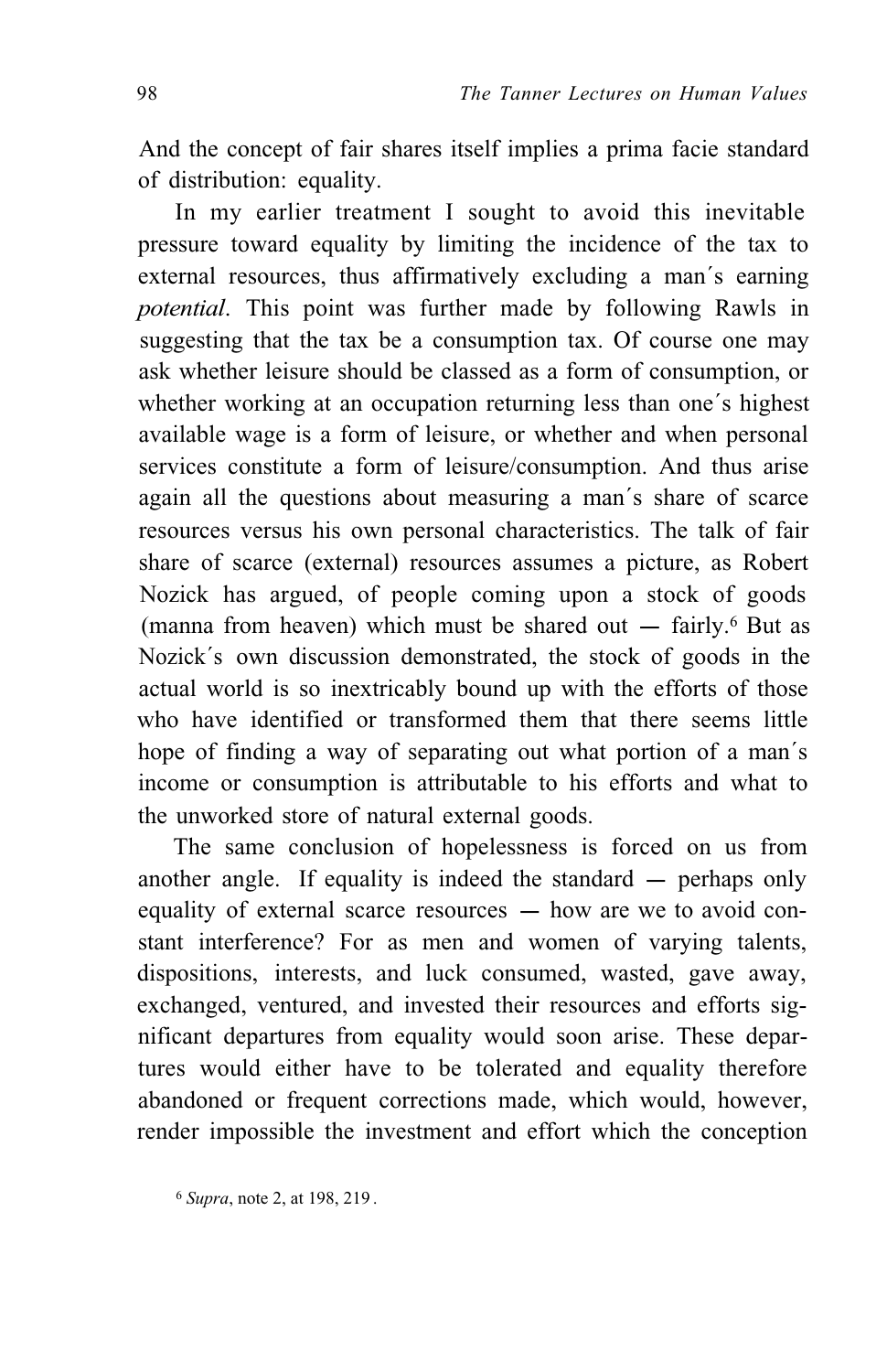And the concept of fair shares itself implies a prima facie standard of distribution: equality.

In my earlier treatment I sought to avoid this inevitable pressure toward equality by limiting the incidence of the tax to external resources, thus affirmatively excluding a man´s earning *potential*. This point was further made by following Rawls in suggesting that the tax be a consumption tax. Of course one may ask whether leisure should be classed as a form of consumption, or whether working at an occupation returning less than one´s highest available wage is a form of leisure, or whether and when personal services constitute a form of leisure/consumption. And thus arise again all the questions about measuring a man´s share of scarce resources versus his own personal characteristics. The talk of fair share of scarce (external) resources assumes a picture, as Robert Nozick has argued, of people coming upon a stock of goods (manna from heaven) which must be shared out — fairly.[6] But as Nozick´s own discussion demonstrated, the stock of goods in the actual world is so inextricably bound up with the efforts of those who have identified or transformed them that there seems little hope of finding a way of separating out what portion of a man´s income or consumption is attributable to his efforts and what to the unworked store of natural external goods.

The same conclusion of hopelessness is forced on us from another angle. If equality is indeed the standard — perhaps only equality of external scarce resources — how are we to avoid constant interference? For as men and women of varying talents, dispositions, interests, and luck consumed, wasted, gave away, exchanged, ventured, and invested their resources and efforts significant departures from equality would soon arise. These departures would either have to be tolerated and equality therefore abandoned or frequent corrections made, which would, however, render impossible the investment and effort which the conception

[6] *Supra*, note 2, at 198, 219.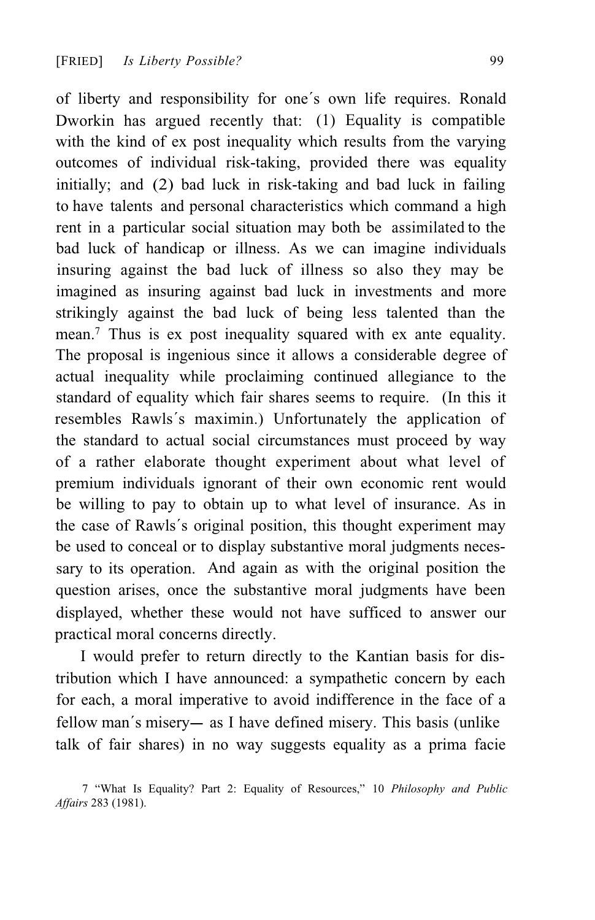of liberty and responsibility for one´s own life requires. Ronald Dworkin has argued recently that: (1) Equality is compatible with the kind of ex post inequality which results from the varying outcomes of individual risk-taking, provided there was equality initially; and (2) bad luck in risk-taking and bad luck in failing to have talents and personal characteristics which command a high rent in a particular social situation may both be assimilated to the bad luck of handicap or illness. As we can imagine individuals insuring against the bad luck of illness so also they may be imagined as insuring against bad luck in investments and more strikingly against the bad luck of being less talented than the mean.[7] Thus is ex post inequality squared with ex ante equality. The proposal is ingenious since it allows a considerable degree of actual inequality while proclaiming continued allegiance to the standard of equality which fair shares seems to require. (In this it resembles Rawls´s maximin.) Unfortunately the application of the standard to actual social circumstances must proceed by way of a rather elaborate thought experiment about what level of premium individuals ignorant of their own economic rent would be willing to pay to obtain up to what level of insurance. As in the case of Rawls´s original position, this thought experiment may be used to conceal or to display substantive moral judgments necessary to its operation. And again as with the original position the question arises, once the substantive moral judgments have been displayed, whether these would not have sufficed to answer our practical moral concerns directly.

I would prefer to return directly to the Kantian basis for distribution which I have announced: a sympathetic concern by each for each, a moral imperative to avoid indifference in the face of a fellow man´s misery— as I have defined misery. This basis (unlike talk of fair shares) in no way suggests equality as a prima facie

7 "What Is Equality? Part 2: Equality of Resources," 10 *Philosophy and Public Affairs* 283 (1981).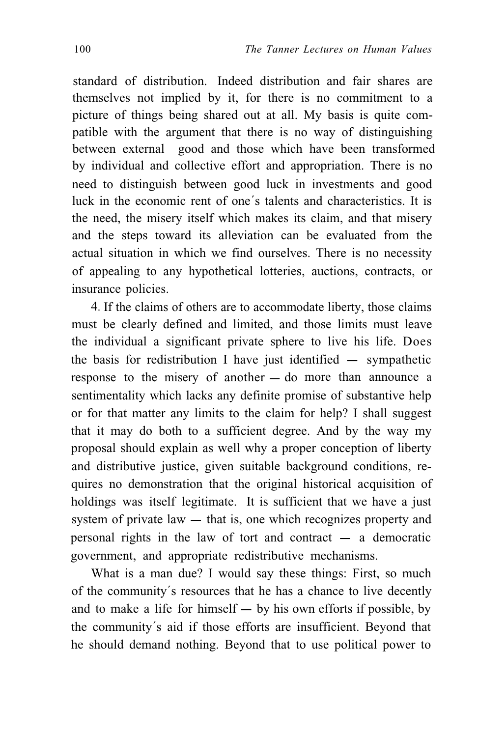standard of distribution. Indeed distribution and fair shares are themselves not implied by it, for there is no commitment to a picture of things being shared out at all. My basis is quite compatible with the argument that there is no way of distinguishing between external good and those which have been transformed by individual and collective effort and appropriation. There is no need to distinguish between good luck in investments and good luck in the economic rent of one´s talents and characteristics. It is the need, the misery itself which makes its claim, and that misery and the steps toward its alleviation can be evaluated from the actual situation in which we find ourselves. There is no necessity of appealing to any hypothetical lotteries, auctions, contracts, or insurance policies.

4. If the claims of others are to accommodate liberty, those claims must be clearly defined and limited, and those limits must leave the individual a significant private sphere to live his life. Does the basis for redistribution I have just identified — sympathetic response to the misery of another — do more than announce a sentimentality which lacks any definite promise of substantive help or for that matter any limits to the claim for help? I shall suggest that it may do both to a sufficient degree. And by the way my proposal should explain as well why a proper conception of liberty and distributive justice, given suitable background conditions, requires no demonstration that the original historical acquisition of holdings was itself legitimate. It is sufficient that we have a just system of private law — that is, one which recognizes property and personal rights in the law of tort and contract — a democratic government, and appropriate redistributive mechanisms.

What is a man due? I would say these things: First, so much of the community´s resources that he has a chance to live decently and to make a life for himself — by his own efforts if possible, by the community´s aid if those efforts are insufficient. Beyond that he should demand nothing. Beyond that to use political power to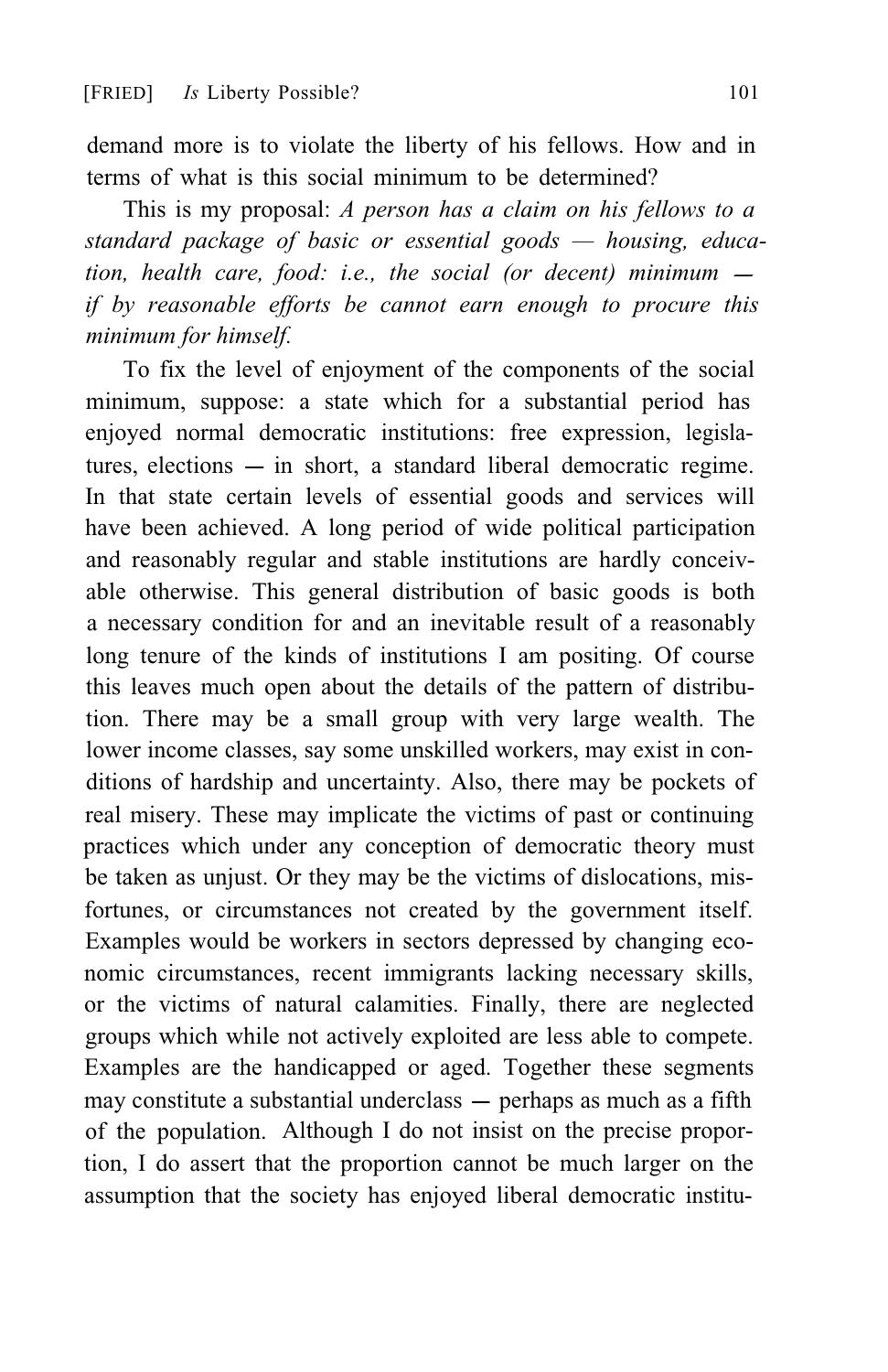demand more is to violate the liberty of his fellows. How and in terms of what is this social minimum to be determined?

This is my proposal: *A person has a claim on his fellows to a standard package of basic or essential goods — housing, education, health care, food: i.e., the social (or decent) minimum — if by reasonable efforts be cannot earn enough to procure this minimum for himself.*

To fix the level of enjoyment of the components of the social minimum, suppose: a state which for a substantial period has enjoyed normal democratic institutions: free expression, legislatures, elections — in short, a standard liberal democratic regime. In that state certain levels of essential goods and services will have been achieved. A long period of wide political participation and reasonably regular and stable institutions are hardly conceivable otherwise. This general distribution of basic goods is both a necessary condition for and an inevitable result of a reasonably long tenure of the kinds of institutions I am positing. Of course this leaves much open about the details of the pattern of distribution. There may be a small group with very large wealth. The lower income classes, say some unskilled workers, may exist in conditions of hardship and uncertainty. Also, there may be pockets of real misery. These may implicate the victims of past or continuing practices which under any conception of democratic theory must be taken as unjust. Or they may be the victims of dislocations, misfortunes, or circumstances not created by the government itself. Examples would be workers in sectors depressed by changing economic circumstances, recent immigrants lacking necessary skills, or the victims of natural calamities. Finally, there are neglected groups which while not actively exploited are less able to compete. Examples are the handicapped or aged. Together these segments may constitute a substantial underclass — perhaps as much as a fifth of the population. Although I do not insist on the precise proportion, I do assert that the proportion cannot be much larger on the assumption that the society has enjoyed liberal democratic institu-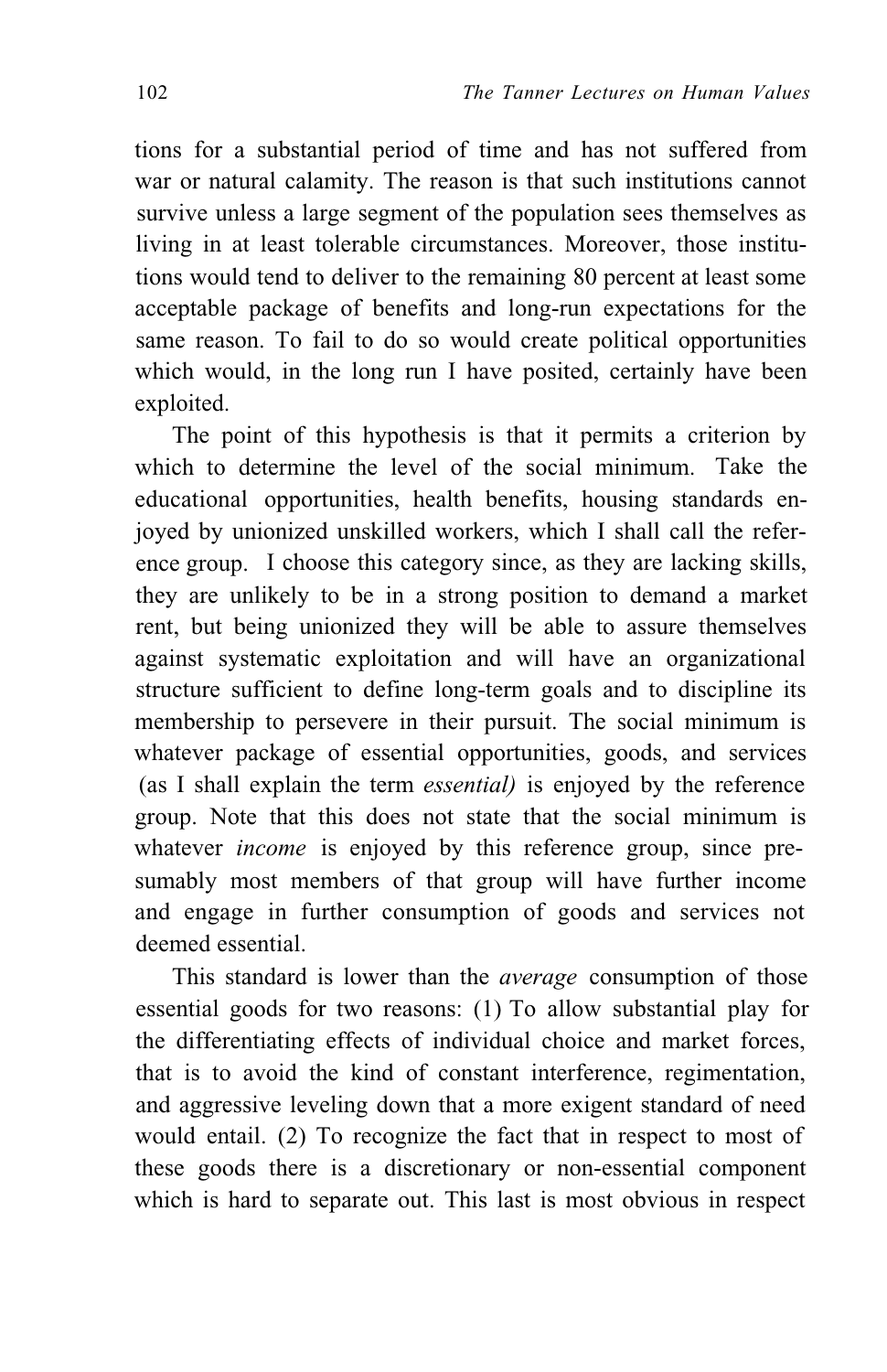tions for a substantial period of time and has not suffered from war or natural calamity. The reason is that such institutions cannot survive unless a large segment of the population sees themselves as living in at least tolerable circumstances. Moreover, those institutions would tend to deliver to the remaining 80 percent at least some acceptable package of benefits and long-run expectations for the same reason. To fail to do so would create political opportunities which would, in the long run I have posited, certainly have been exploited.

The point of this hypothesis is that it permits a criterion by which to determine the level of the social minimum. Take the educational opportunities, health benefits, housing standards enjoyed by unionized unskilled workers, which I shall call the reference group. I choose this category since, as they are lacking skills, they are unlikely to be in a strong position to demand a market rent, but being unionized they will be able to assure themselves against systematic exploitation and will have an organizational structure sufficient to define long-term goals and to discipline its membership to persevere in their pursuit. The social minimum is whatever package of essential opportunities, goods, and services (as I shall explain the term *essential)* is enjoyed by the reference group. Note that this does not state that the social minimum is whatever *income* is enjoyed by this reference group, since presumably most members of that group will have further income and engage in further consumption of goods and services not deemed essential.

This standard is lower than the *average* consumption of those essential goods for two reasons: (1) To allow substantial play for the differentiating effects of individual choice and market forces, that is to avoid the kind of constant interference, regimentation, and aggressive leveling down that a more exigent standard of need would entail. (2) To recognize the fact that in respect to most of these goods there is a discretionary or non-essential component which is hard to separate out. This last is most obvious in respect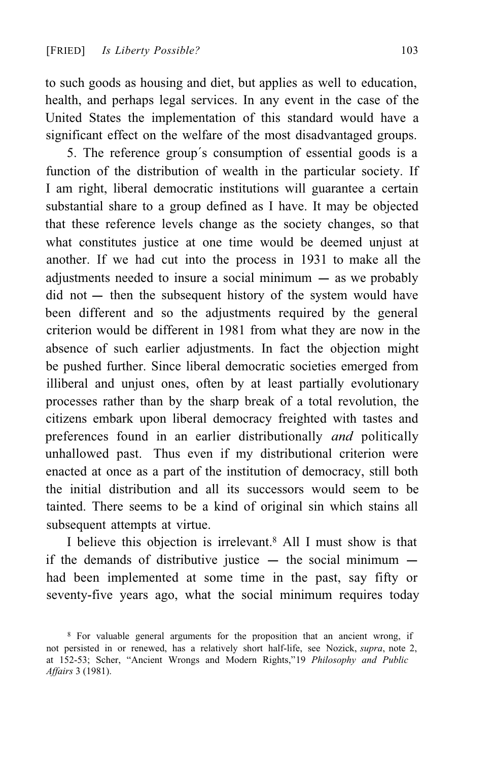to such goods as housing and diet, but applies as well to education, health, and perhaps legal services. In any event in the case of the United States the implementation of this standard would have a significant effect on the welfare of the most disadvantaged groups.

5. The reference group´s consumption of essential goods is a function of the distribution of wealth in the particular society. If I am right, liberal democratic institutions will guarantee a certain substantial share to a group defined as I have. It may be objected that these reference levels change as the society changes, so that what constitutes justice at one time would be deemed unjust at another. If we had cut into the process in 1931 to make all the adjustments needed to insure a social minimum — as we probably did not — then the subsequent history of the system would have been different and so the adjustments required by the general criterion would be different in 1981 from what they are now in the absence of such earlier adjustments. In fact the objection might be pushed further. Since liberal democratic societies emerged from illiberal and unjust ones, often by at least partially evolutionary processes rather than by the sharp break of a total revolution, the citizens embark upon liberal democracy freighted with tastes and preferences found in an earlier distributionally *and* politically unhallowed past. Thus even if my distributional criterion were enacted at once as a part of the institution of democracy, still both the initial distribution and all its successors would seem to be tainted. There seems to be a kind of original sin which stains all subsequent attempts at virtue.

I believe this objection is irrelevant.[8] All I must show is that if the demands of distributive justice — the social minimum — had been implemented at some time in the past, say fifty or seventy-five years ago, what the social minimum requires today

[8] For valuable general arguments for the proposition that an ancient wrong, if not persisted in or renewed, has a relatively short half-life, see Nozick, *supra*, note 2, at 152-53; Scher, "Ancient Wrongs and Modern Rights,"19 *Philosophy and Public Affairs* 3 (1981).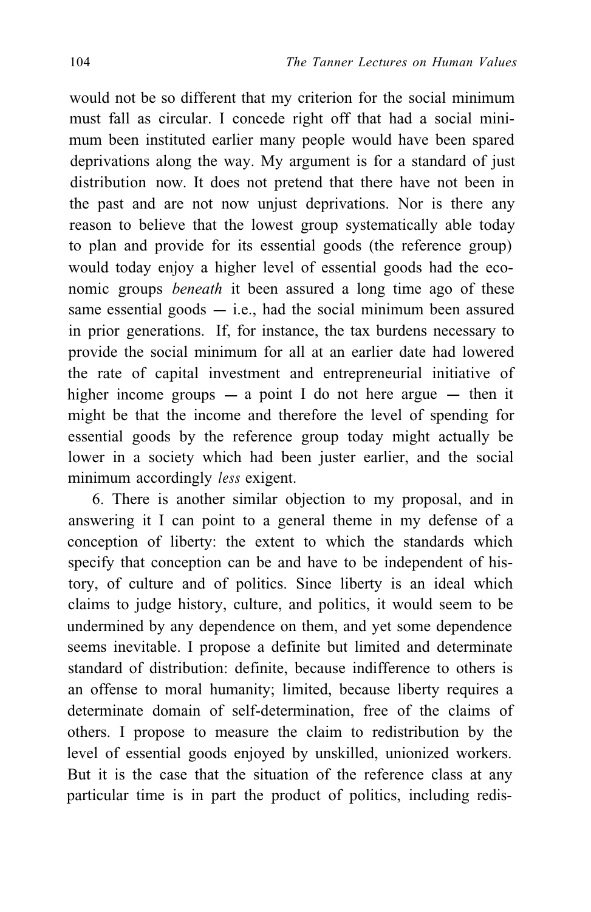would not be so different that my criterion for the social minimum must fall as circular. I concede right off that had a social minimum been instituted earlier many people would have been spared deprivations along the way. My argument is for a standard of just distribution now. It does not pretend that there have not been in the past and are not now unjust deprivations. Nor is there any reason to believe that the lowest group systematically able today to plan and provide for its essential goods (the reference group) would today enjoy a higher level of essential goods had the economic groups *beneath* it been assured a long time ago of these same essential goods — i.e., had the social minimum been assured in prior generations. If, for instance, the tax burdens necessary to provide the social minimum for all at an earlier date had lowered the rate of capital investment and entrepreneurial initiative of higher income groups — a point I do not here argue — then it might be that the income and therefore the level of spending for essential goods by the reference group today might actually be lower in a society which had been juster earlier, and the social minimum accordingly *less* exigent.

6. There is another similar objection to my proposal, and in answering it I can point to a general theme in my defense of a conception of liberty: the extent to which the standards which specify that conception can be and have to be independent of history, of culture and of politics. Since liberty is an ideal which claims to judge history, culture, and politics, it would seem to be undermined by any dependence on them, and yet some dependence seems inevitable. I propose a definite but limited and determinate standard of distribution: definite, because indifference to others is an offense to moral humanity; limited, because liberty requires a determinate domain of self-determination, free of the claims of others. I propose to measure the claim to redistribution by the level of essential goods enjoyed by unskilled, unionized workers. But it is the case that the situation of the reference class at any particular time is in part the product of politics, including redis-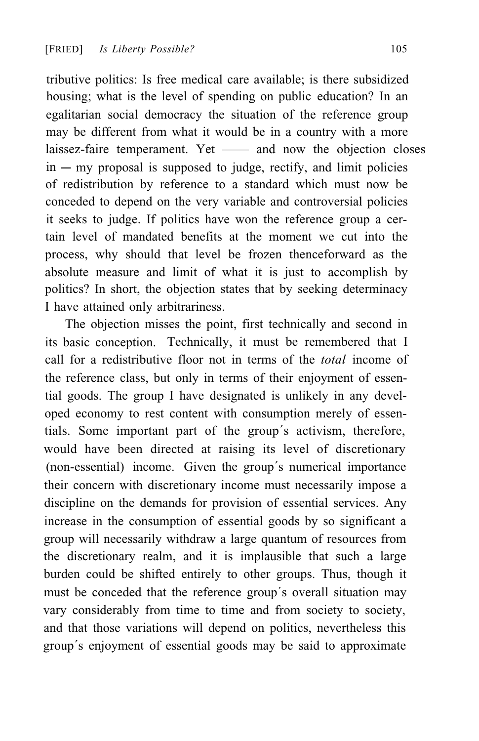tributive politics: Is free medical care available; is there subsidized housing; what is the level of spending on public education? In an egalitarian social democracy the situation of the reference group may be different from what it would be in a country with a more laissez-faire temperament. Yet —— and now the objection closes in — my proposal is supposed to judge, rectify, and limit policies of redistribution by reference to a standard which must now be conceded to depend on the very variable and controversial policies it seeks to judge. If politics have won the reference group a certain level of mandated benefits at the moment we cut into the process, why should that level be frozen thenceforward as the absolute measure and limit of what it is just to accomplish by politics? In short, the objection states that by seeking determinacy I have attained only arbitrariness.

The objection misses the point, first technically and second in its basic conception. Technically, it must be remembered that I call for a redistributive floor not in terms of the *total* income of the reference class, but only in terms of their enjoyment of essential goods. The group I have designated is unlikely in any developed economy to rest content with consumption merely of essentials. Some important part of the group´s activism, therefore, would have been directed at raising its level of discretionary (non-essential) income. Given the group´s numerical importance their concern with discretionary income must necessarily impose a discipline on the demands for provision of essential services. Any increase in the consumption of essential goods by so significant a group will necessarily withdraw a large quantum of resources from the discretionary realm, and it is implausible that such a large burden could be shifted entirely to other groups. Thus, though it must be conceded that the reference group´s overall situation may vary considerably from time to time and from society to society, and that those variations will depend on politics, nevertheless this group´s enjoyment of essential goods may be said to approximate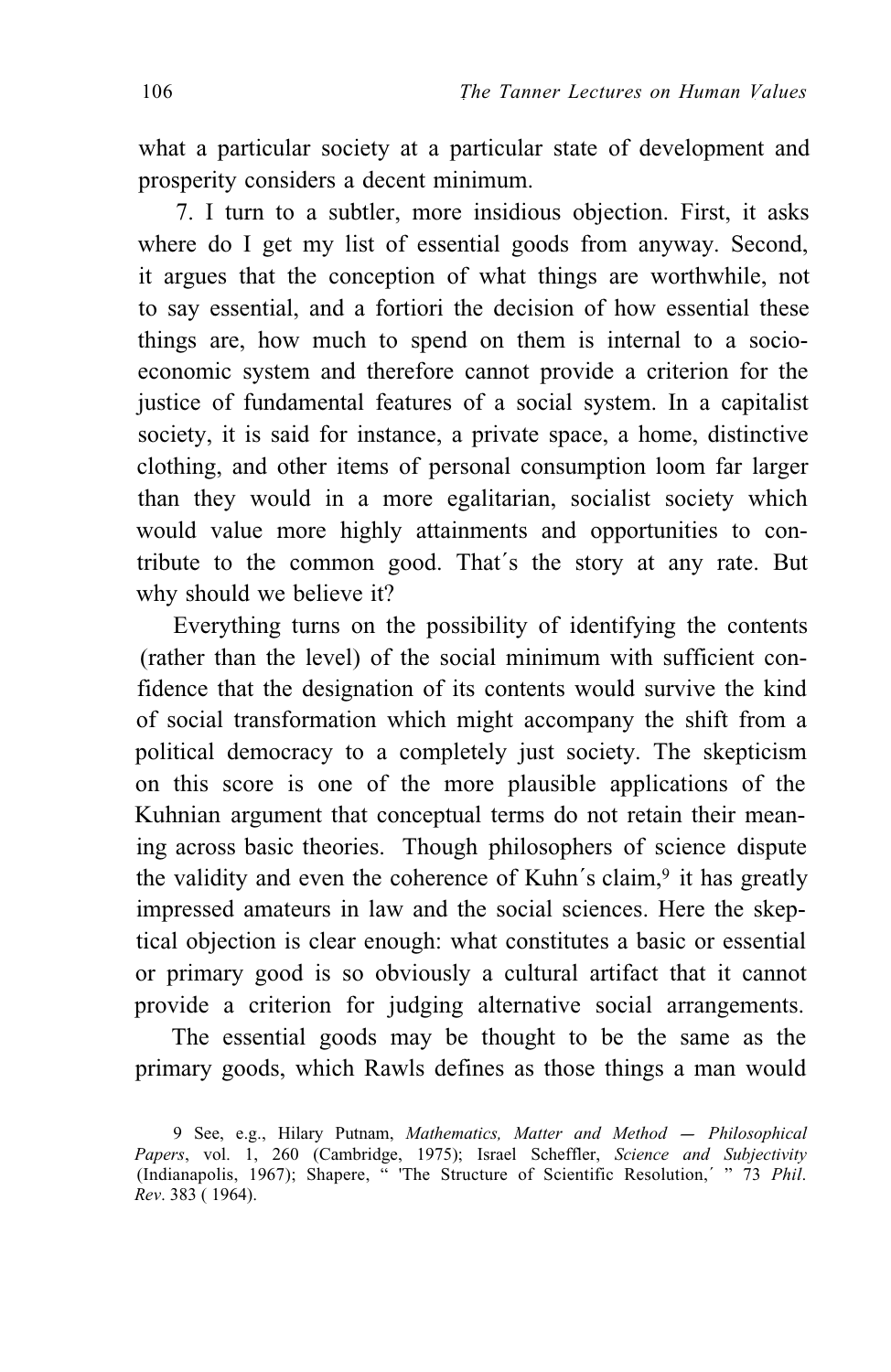what a particular society at a particular state of development and prosperity considers a decent minimum.

7. I turn to a subtler, more insidious objection. First, it asks where do I get my list of essential goods from anyway. Second, it argues that the conception of what things are worthwhile, not to say essential, and a fortiori the decision of how essential these things are, how much to spend on them is internal to a socio-economic system and therefore cannot provide a criterion for the justice of fundamental features of a social system. In a capitalist society, it is said for instance, a private space, a home, distinctive clothing, and other items of personal consumption loom far larger than they would in a more egalitarian, socialist society which would value more highly attainments and opportunities to contribute to the common good. That´s the story at any rate. But why should we believe it?

Everything turns on the possibility of identifying the contents (rather than the level) of the social minimum with sufficient confidence that the designation of its contents would survive the kind of social transformation which might accompany the shift from a political democracy to a completely just society. The skepticism on this score is one of the more plausible applications of the Kuhnian argument that conceptual terms do not retain their meaning across basic theories. Though philosophers of science dispute the validity and even the coherence of Kuhn´s claim,[9] it has greatly impressed amateurs in law and the social sciences. Here the skeptical objection is clear enough: what constitutes a basic or essential or primary good is so obviously a cultural artifact that it cannot provide a criterion for judging alternative social arrangements.

The essential goods may be thought to be the same as the primary goods, which Rawls defines as those things a man would

9 See, e.g., Hilary Putnam, *Mathematics, Matter and Method — Philosophical Papers*, vol. 1, 260 (Cambridge, 1975); Israel Scheffler, *Science and Subjectivity* (Indianapolis, 1967); Shapere, " 'The Structure of Scientific Resolution,´ " 73 *Phil. Rev*. 383 ( 1964).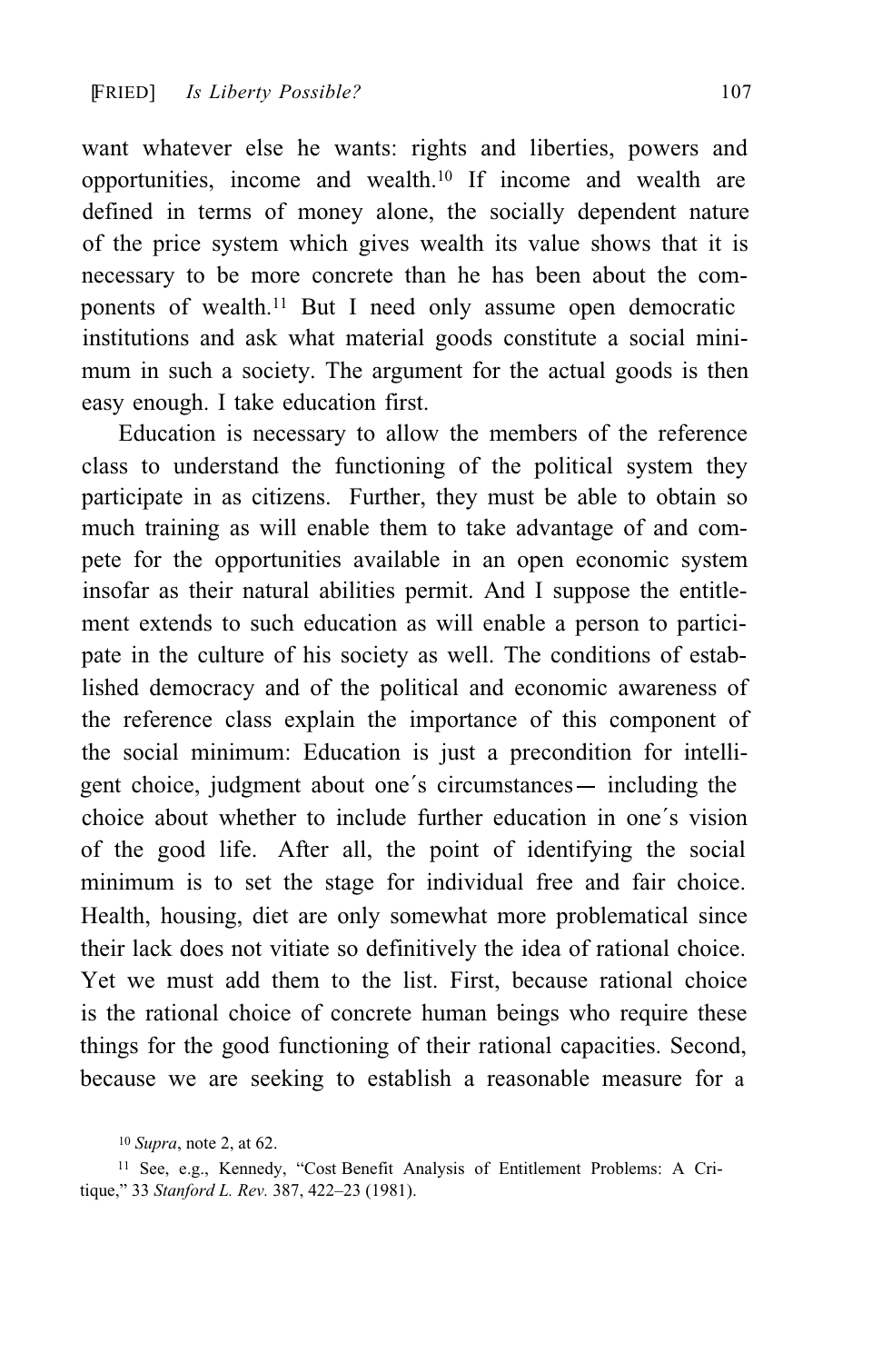want whatever else he wants: rights and liberties, powers and opportunities, income and wealth.[10] If income and wealth are defined in terms of money alone, the socially dependent nature of the price system which gives wealth its value shows that it is necessary to be more concrete than he has been about the components of wealth.[11] But I need only assume open democratic institutions and ask what material goods constitute a social minimum in such a society. The argument for the actual goods is then easy enough. I take education first.

Education is necessary to allow the members of the reference class to understand the functioning of the political system they participate in as citizens. Further, they must be able to obtain so much training as will enable them to take advantage of and compete for the opportunities available in an open economic system insofar as their natural abilities permit. And I suppose the entitlement extends to such education as will enable a person to participate in the culture of his society as well. The conditions of established democracy and of the political and economic awareness of the reference class explain the importance of this component of the social minimum: Education is just a precondition for intelligent choice, judgment about one´s circumstances— including the choice about whether to include further education in one´s vision of the good life. After all, the point of identifying the social minimum is to set the stage for individual free and fair choice. Health, housing, diet are only somewhat more problematical since their lack does not vitiate so definitively the idea of rational choice. Yet we must add them to the list. First, because rational choice is the rational choice of concrete human beings who require these things for the good functioning of their rational capacities. Second, because we are seeking to establish a reasonable measure for a

[10] *Supra*, note 2, at 62.

[11] See, e.g., Kennedy, "Cost Benefit Analysis of Entitlement Problems: A Critique," 33 *Stanford L. Rev.* 387, 422–23 (1981).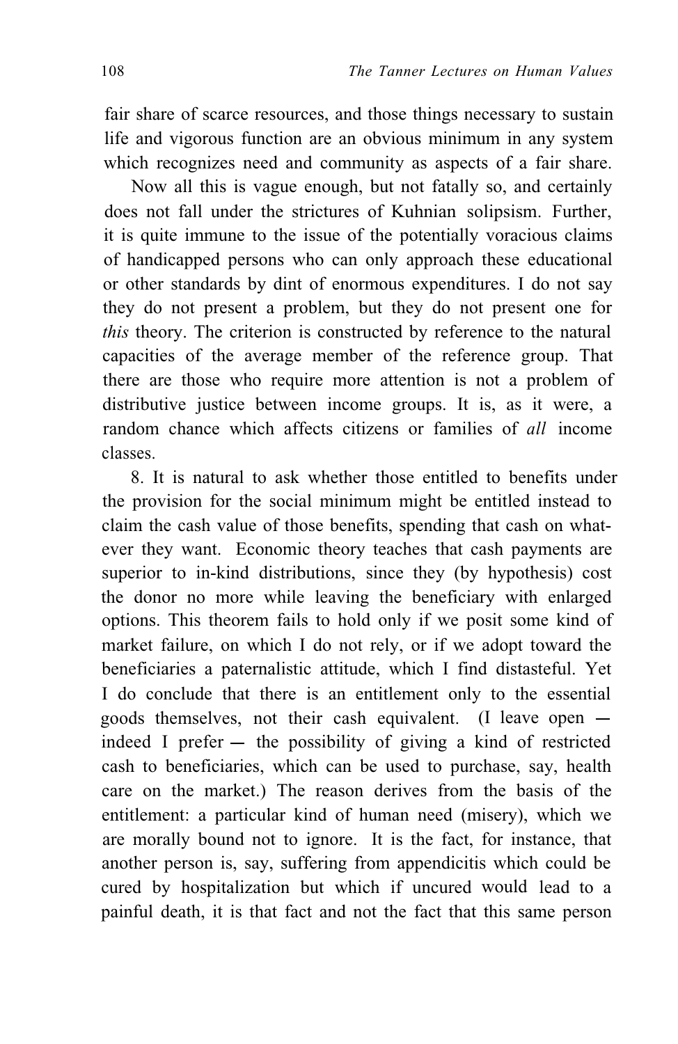fair share of scarce resources, and those things necessary to sustain life and vigorous function are an obvious minimum in any system which recognizes need and community as aspects of a fair share.

Now all this is vague enough, but not fatally so, and certainly does not fall under the strictures of Kuhnian solipsism. Further, it is quite immune to the issue of the potentially voracious claims of handicapped persons who can only approach these educational or other standards by dint of enormous expenditures. I do not say they do not present a problem, but they do not present one for *this* theory. The criterion is constructed by reference to the natural capacities of the average member of the reference group. That there are those who require more attention is not a problem of distributive justice between income groups. It is, as it were, a random chance which affects citizens or families of *all* income classes.

8. It is natural to ask whether those entitled to benefits under the provision for the social minimum might be entitled instead to claim the cash value of those benefits, spending that cash on whatever they want. Economic theory teaches that cash payments are superior to in-kind distributions, since they (by hypothesis) cost the donor no more while leaving the beneficiary with enlarged options. This theorem fails to hold only if we posit some kind of market failure, on which I do not rely, or if we adopt toward the beneficiaries a paternalistic attitude, which I find distasteful. Yet I do conclude that there is an entitlement only to the essential goods themselves, not their cash equivalent. (I leave open — indeed I prefer — the possibility of giving a kind of restricted cash to beneficiaries, which can be used to purchase, say, health care on the market.) The reason derives from the basis of the entitlement: a particular kind of human need (misery), which we are morally bound not to ignore. It is the fact, for instance, that another person is, say, suffering from appendicitis which could be cured by hospitalization but which if uncured would lead to a painful death, it is that fact and not the fact that this same person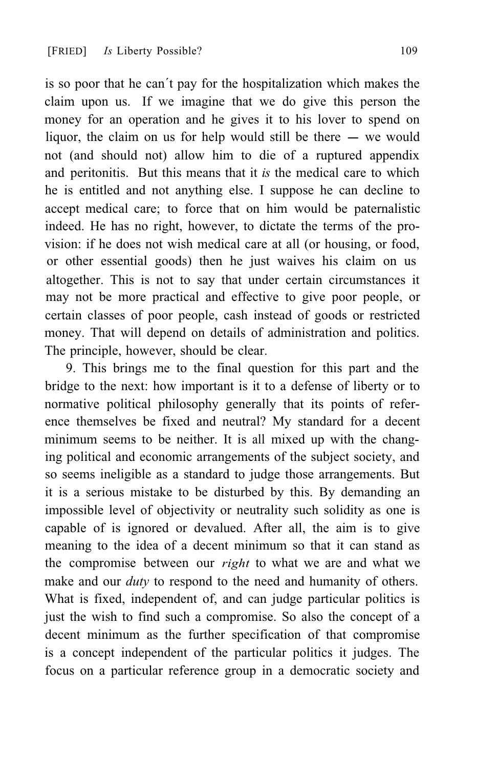is so poor that he can´t pay for the hospitalization which makes the claim upon us. If we imagine that we do give this person the money for an operation and he gives it to his lover to spend on liquor, the claim on us for help would still be there — we would not (and should not) allow him to die of a ruptured appendix and peritonitis. But this means that it *is* the medical care to which he is entitled and not anything else. I suppose he can decline to accept medical care; to force that on him would be paternalistic indeed. He has no right, however, to dictate the terms of the provision: if he does not wish medical care at all (or housing, or food, or other essential goods) then he just waives his claim on us altogether. This is not to say that under certain circumstances it may not be more practical and effective to give poor people, or certain classes of poor people, cash instead of goods or restricted money. That will depend on details of administration and politics. The principle, however, should be clear.

9. This brings me to the final question for this part and the bridge to the next: how important is it to a defense of liberty or to normative political philosophy generally that its points of reference themselves be fixed and neutral? My standard for a decent minimum seems to be neither. It is all mixed up with the changing political and economic arrangements of the subject society, and so seems ineligible as a standard to judge those arrangements. But it is a serious mistake to be disturbed by this. By demanding an impossible level of objectivity or neutrality such solidity as one is capable of is ignored or devalued. After all, the aim is to give meaning to the idea of a decent minimum so that it can stand as the compromise between our *right* to what we are and what we make and our *duty* to respond to the need and humanity of others. What is fixed, independent of, and can judge particular politics is just the wish to find such a compromise. So also the concept of a decent minimum as the further specification of that compromise is a concept independent of the particular politics it judges. The focus on a particular reference group in a democratic society and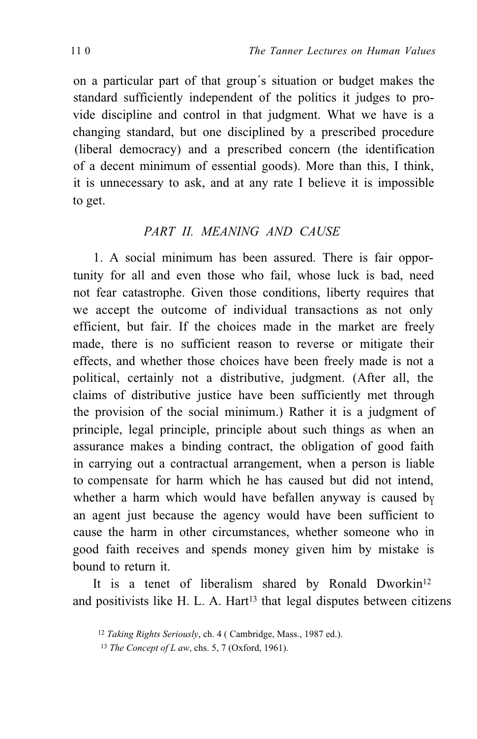on a particular part of that group´s situation or budget makes the standard sufficiently independent of the politics it judges to provide discipline and control in that judgment. What we have is a changing standard, but one disciplined by a prescribed procedure (liberal democracy) and a prescribed concern (the identification of a decent minimum of essential goods). More than this, I think, it is unnecessary to ask, and at any rate I believe it is impossible to get.

## *PART II. MEANING AND CAUSE*

1. A social minimum has been assured. There is fair opportunity for all and even those who fail, whose luck is bad, need not fear catastrophe. Given those conditions, liberty requires that we accept the outcome of individual transactions as not only efficient, but fair. If the choices made in the market are freely made, there is no sufficient reason to reverse or mitigate their effects, and whether those choices have been freely made is not a political, certainly not a distributive, judgment. (After all, the claims of distributive justice have been sufficiently met through the provision of the social minimum.) Rather it is a judgment of principle, legal principle, principle about such things as when an assurance makes a binding contract, the obligation of good faith in carrying out a contractual arrangement, when a person is liable to compensate for harm which he has caused but did not intend, whether a harm which would have befallen anyway is caused by an agent just because the agency would have been sufficient to cause the harm in other circumstances, whether someone who in good faith receives and spends money given him by mistake is bound to return it.

It is a tenet of liberalism shared by Ronald Dworkin[12] and positivists like H. L. A. Hart[13] that legal disputes between citizens

[12] *Taking Rights Seriously*, ch. 4 ( Cambridge, Mass., 1987 ed.).

[13] *The Concept of L aw*, chs. 5, 7 (Oxford, 1961).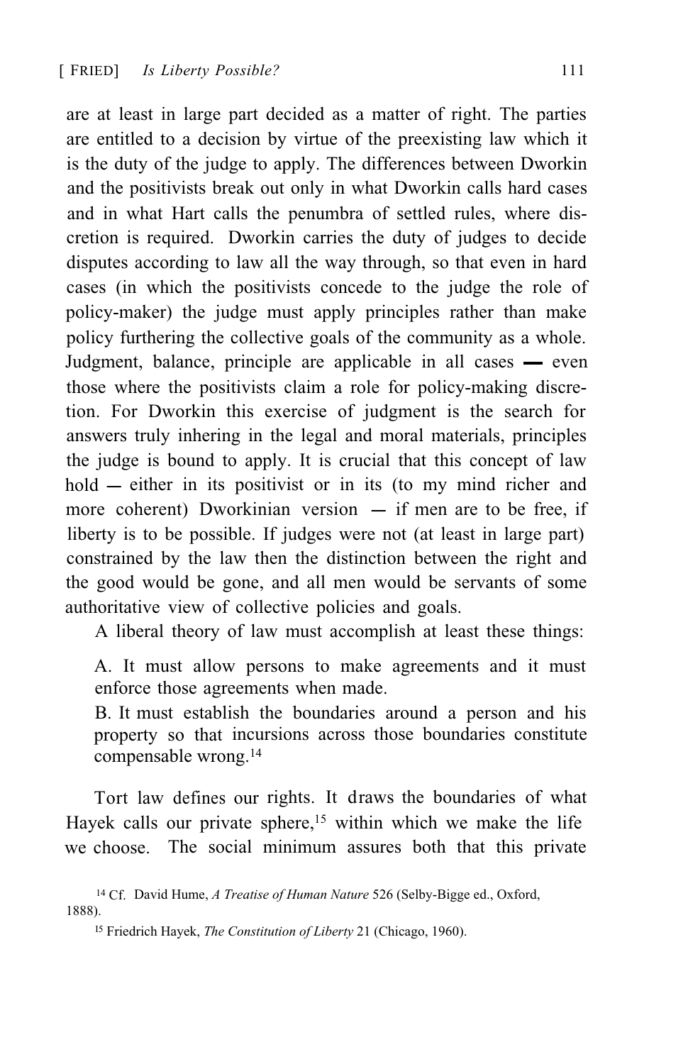are at least in large part decided as a matter of right. The parties are entitled to a decision by virtue of the preexisting law which it is the duty of the judge to apply. The differences between Dworkin and the positivists break out only in what Dworkin calls hard cases and in what Hart calls the penumbra of settled rules, where discretion is required. Dworkin carries the duty of judges to decide disputes according to law all the way through, so that even in hard cases (in which the positivists concede to the judge the role of policy-maker) the judge must apply principles rather than make policy furthering the collective goals of the community as a whole. Judgment, balance, principle are applicable in all cases — even those where the positivists claim a role for policy-making discretion. For Dworkin this exercise of judgment is the search for answers truly inhering in the legal and moral materials, principles the judge is bound to apply. It is crucial that this concept of law hold — either in its positivist or in its (to my mind richer and more coherent) Dworkinian version — if men are to be free, if liberty is to be possible. If judges were not (at least in large part) constrained by the law then the distinction between the right and the good would be gone, and all men would be servants of some authoritative view of collective policies and goals.

A liberal theory of law must accomplish at least these things:

> A. It must allow persons to make agreements and it must enforce those agreements when made.
>
> B. It must establish the boundaries around a person and his property so that incursions across those boundaries constitute compensable wrong.[14]

Tort law defines our rights. It draws the boundaries of what Hayek calls our private sphere,[15] within which we make the life we choose. The social minimum assures both that this private

---

[14] Cf. David Hume, *A Treatise of Human Nature* 526 (Selby-Bigge ed., Oxford, 1888).

[15] Friedrich Hayek, *The Constitution of Liberty* 21 (Chicago, 1960).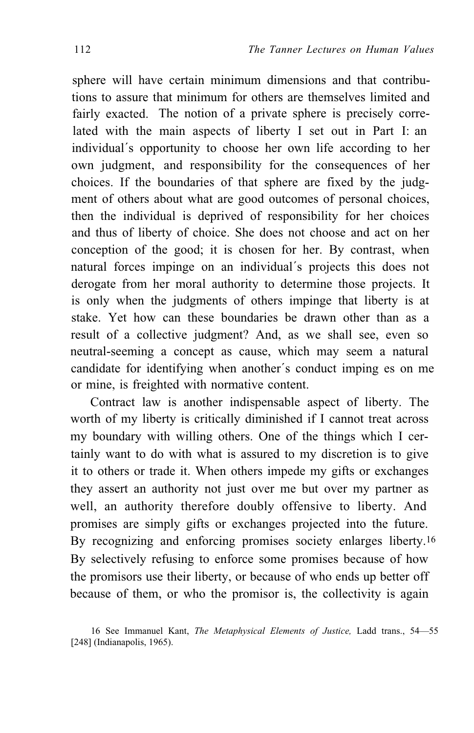sphere will have certain minimum dimensions and that contributions to assure that minimum for others are themselves limited and fairly exacted. The notion of a private sphere is precisely correlated with the main aspects of liberty I set out in Part I: an individual´s opportunity to choose her own life according to her own judgment, and responsibility for the consequences of her choices. If the boundaries of that sphere are fixed by the judgment of others about what are good outcomes of personal choices, then the individual is deprived of responsibility for her choices and thus of liberty of choice. She does not choose and act on her conception of the good; it is chosen for her. By contrast, when natural forces impinge on an individual´s projects this does not derogate from her moral authority to determine those projects. It is only when the judgments of others impinge that liberty is at stake. Yet how can these boundaries be drawn other than as a result of a collective judgment? And, as we shall see, even so neutral-seeming a concept as cause, which may seem a natural candidate for identifying when another´s conduct imping es on me or mine, is freighted with normative content.

Contract law is another indispensable aspect of liberty. The worth of my liberty is critically diminished if I cannot treat across my boundary with willing others. One of the things which I certainly want to do with what is assured to my discretion is to give it to others or trade it. When others impede my gifts or exchanges they assert an authority not just over me but over my partner as well, an authority therefore doubly offensive to liberty. And promises are simply gifts or exchanges projected into the future. By recognizing and enforcing promises society enlarges liberty.[16] By selectively refusing to enforce some promises because of how the promisors use their liberty, or because of who ends up better off because of them, or who the promisor is, the collectivity is again

16 See Immanuel Kant, *The Metaphysical Elements of Justice,* Ladd trans., 54—55 [248] (Indianapolis, 1965).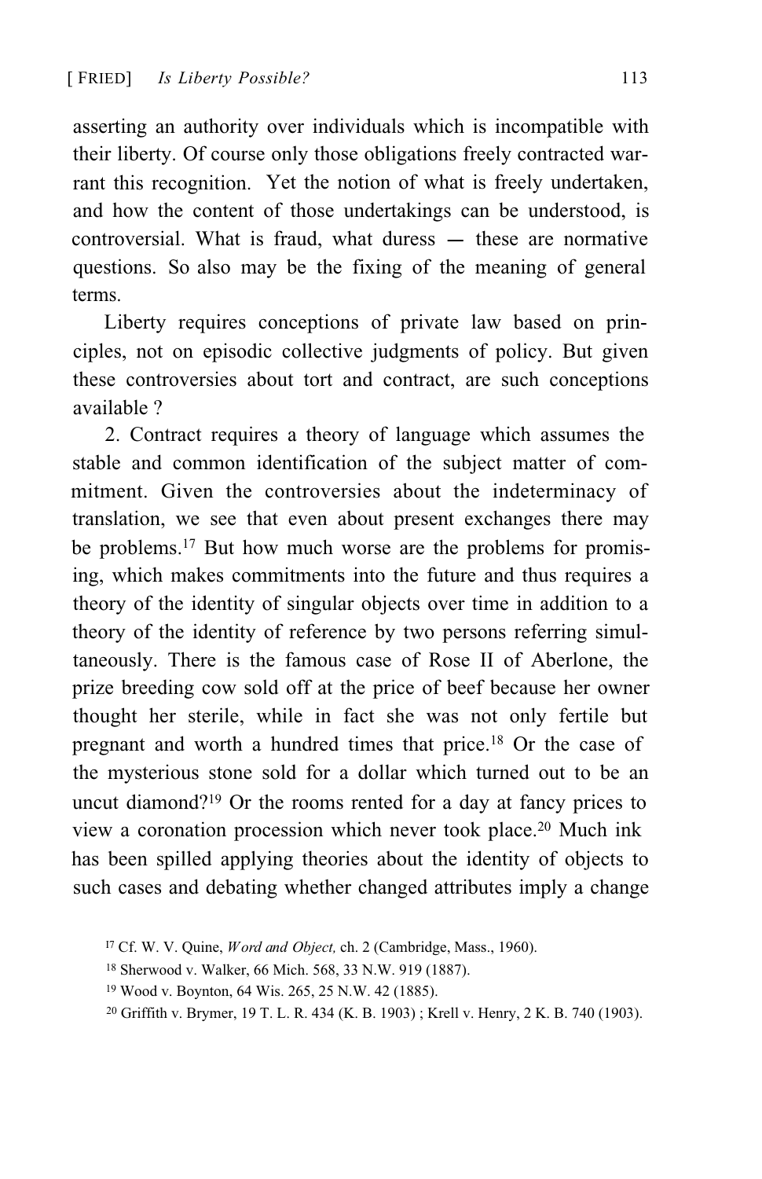asserting an authority over individuals which is incompatible with their liberty. Of course only those obligations freely contracted warrant this recognition. Yet the notion of what is freely undertaken, and how the content of those undertakings can be understood, is controversial. What is fraud, what duress — these are normative questions. So also may be the fixing of the meaning of general terms.

Liberty requires conceptions of private law based on principles, not on episodic collective judgments of policy. But given these controversies about tort and contract, are such conceptions available ?

2. Contract requires a theory of language which assumes the stable and common identification of the subject matter of commitment. Given the controversies about the indeterminacy of translation, we see that even about present exchanges there may be problems.[17] But how much worse are the problems for promising, which makes commitments into the future and thus requires a theory of the identity of singular objects over time in addition to a theory of the identity of reference by two persons referring simultaneously. There is the famous case of Rose II of Aberlone, the prize breeding cow sold off at the price of beef because her owner thought her sterile, while in fact she was not only fertile but pregnant and worth a hundred times that price.[18] Or the case of the mysterious stone sold for a dollar which turned out to be an uncut diamond?[19] Or the rooms rented for a day at fancy prices to view a coronation procession which never took place.[20] Much ink has been spilled applying theories about the identity of objects to such cases and debating whether changed attributes imply a change

[17] Cf. W. V. Quine, *Word and Object,* ch. 2 (Cambridge, Mass., 1960).

[18] Sherwood v. Walker, 66 Mich. 568, 33 N.W. 919 (1887).

[19] Wood v. Boynton, 64 Wis. 265, 25 N.W. 42 (1885).

[20] Griffith v. Brymer, 19 T. L. R. 434 (K. B. 1903) ; Krell v. Henry, 2 K. B. 740 (1903).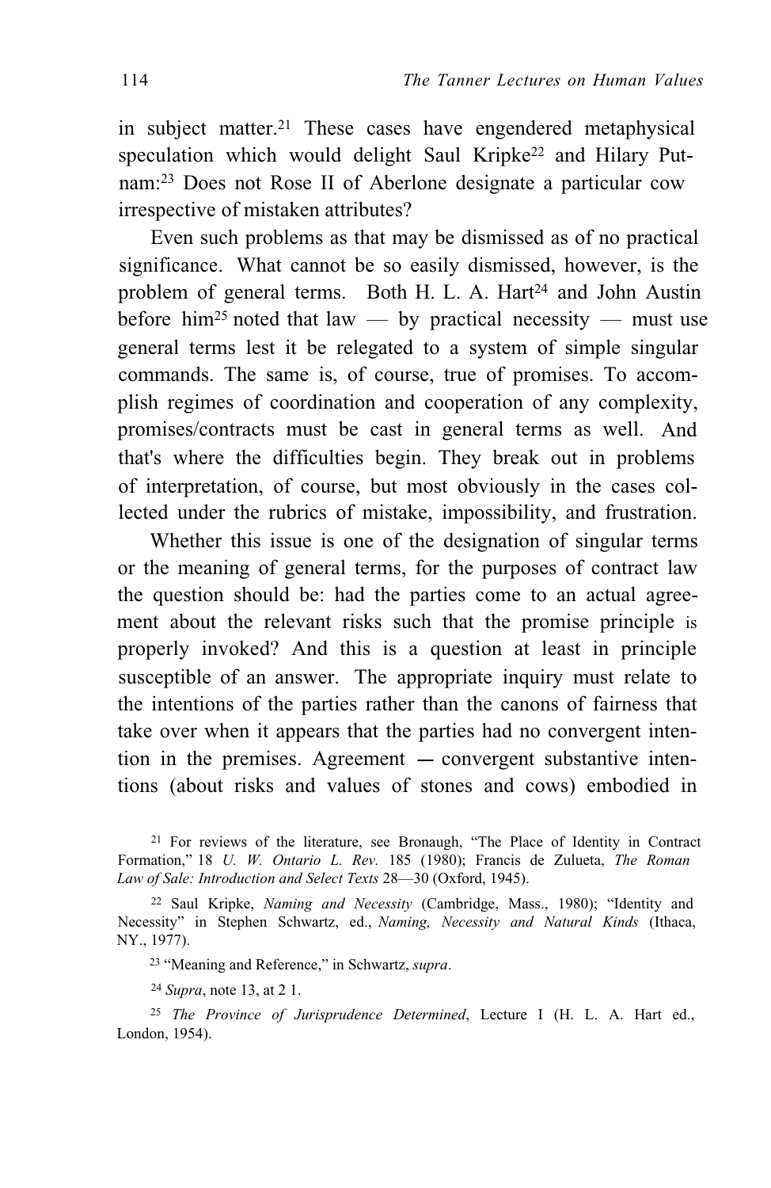in subject matter.[21] These cases have engendered metaphysical speculation which would delight Saul Kripke[22] and Hilary Putnam:[23] Does not Rose II of Aberlone designate a particular cow irrespective of mistaken attributes?

Even such problems as that may be dismissed as of no practical significance. What cannot be so easily dismissed, however, is the problem of general terms. Both H. L. A. Hart[24] and John Austin before him[25] noted that law — by practical necessity — must use general terms lest it be relegated to a system of simple singular commands. The same is, of course, true of promises. To accomplish regimes of coordination and cooperation of any complexity, promises/contracts must be cast in general terms as well. And that's where the difficulties begin. They break out in problems of interpretation, of course, but most obviously in the cases collected under the rubrics of mistake, impossibility, and frustration.

Whether this issue is one of the designation of singular terms or the meaning of general terms, for the purposes of contract law the question should be: had the parties come to an actual agreement about the relevant risks such that the promise principle is properly invoked? And this is a question at least in principle susceptible of an answer. The appropriate inquiry must relate to the intentions of the parties rather than the canons of fairness that take over when it appears that the parties had no convergent intention in the premises. Agreement — convergent substantive intentions (about risks and values of stones and cows) embodied in

[21] For reviews of the literature, see Bronaugh, "The Place of Identity in Contract Formation," 18 *U. W. Ontario L. Rev.* 185 (1980); Francis de Zulueta, *The Roman Law of Sale: Introduction and Select Texts* 28—30 (Oxford, 1945).

[22] Saul Kripke, *Naming and Necessity* (Cambridge, Mass., 1980); "Identity and Necessity" in Stephen Schwartz, ed., *Naming, Necessity and Natural Kinds* (Ithaca, NY., 1977).

[23] "Meaning and Reference," in Schwartz, *supra*.

[24] *Supra*, note 13, at 2 1.

[25] *The Province of Jurisprudence Determined*, Lecture I (H. L. A. Hart ed., London, 1954).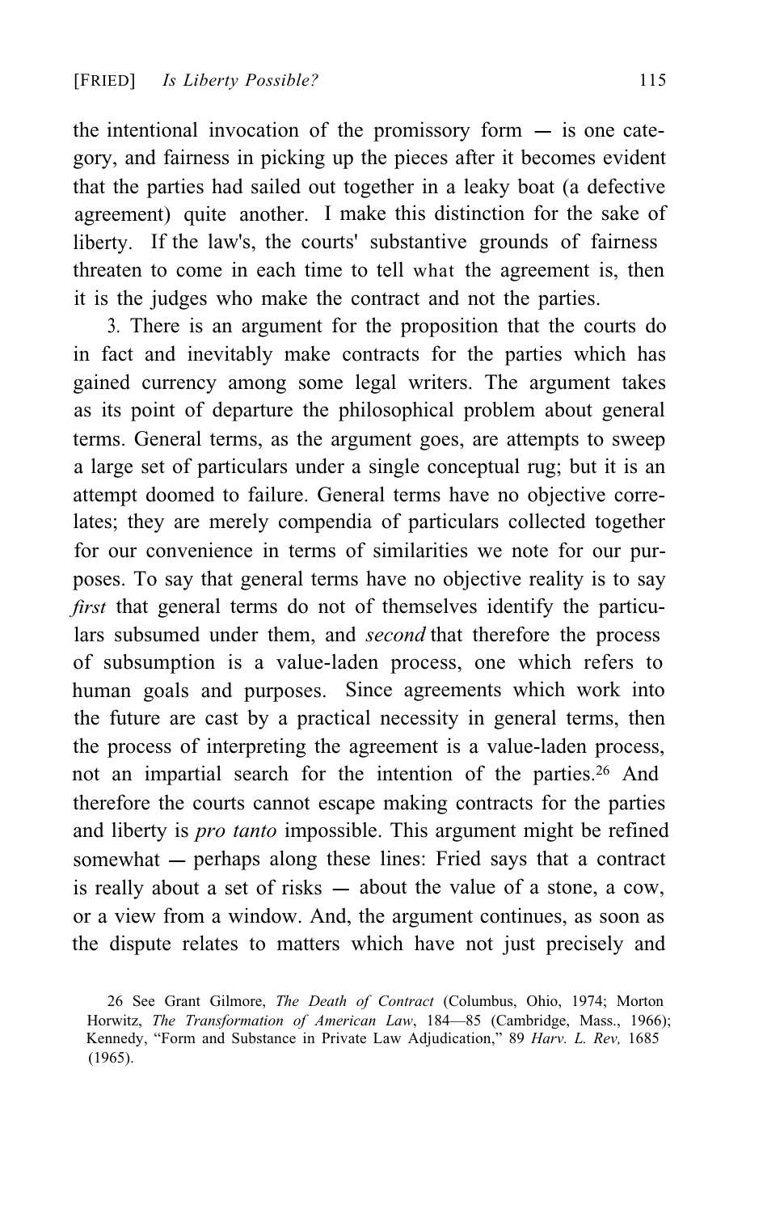the intentional invocation of the promissory form — is one category, and fairness in picking up the pieces after it becomes evident that the parties had sailed out together in a leaky boat (a defective agreement) quite another. I make this distinction for the sake of liberty. If the law's, the courts' substantive grounds of fairness threaten to come in each time to tell what the agreement is, then it is the judges who make the contract and not the parties.

3. There is an argument for the proposition that the courts do in fact and inevitably make contracts for the parties which has gained currency among some legal writers. The argument takes as its point of departure the philosophical problem about general terms. General terms, as the argument goes, are attempts to sweep a large set of particulars under a single conceptual rug; but it is an attempt doomed to failure. General terms have no objective correlates; they are merely compendia of particulars collected together for our convenience in terms of similarities we note for our purposes. To say that general terms have no objective reality is to say *first* that general terms do not of themselves identify the particulars subsumed under them, and *second* that therefore the process of subsumption is a value-laden process, one which refers to human goals and purposes. Since agreements which work into the future are cast by a practical necessity in general terms, then the process of interpreting the agreement is a value-laden process, not an impartial search for the intention of the parties.[26] And therefore the courts cannot escape making contracts for the parties and liberty is *pro tanto* impossible. This argument might be refined somewhat — perhaps along these lines: Fried says that a contract is really about a set of risks — about the value of a stone, a cow, or a view from a window. And, the argument continues, as soon as the dispute relates to matters which have not just precisely and

26 See Grant Gilmore, *The Death of Contract* (Columbus, Ohio, 1974; Morton Horwitz, *The Transformation of American Law*, 184—85 (Cambridge, Mass., 1966); Kennedy, "Form and Substance in Private Law Adjudication," 89 *Harv. L. Rev,* 1685 (1965).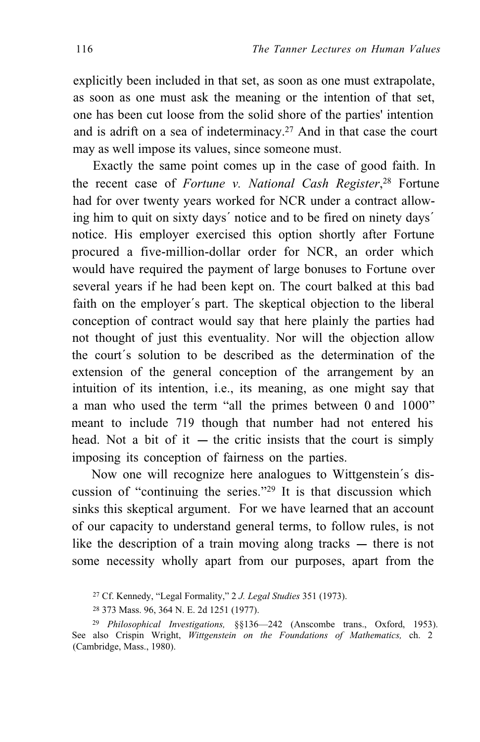explicitly been included in that set, as soon as one must extrapolate, as soon as one must ask the meaning or the intention of that set, one has been cut loose from the solid shore of the parties' intention and is adrift on a sea of indeterminacy.[27] And in that case the court may as well impose its values, since someone must.

Exactly the same point comes up in the case of good faith. In the recent case of *Fortune v. National Cash Register*,[28] Fortune had for over twenty years worked for NCR under a contract allowing him to quit on sixty days´ notice and to be fired on ninety days´ notice. His employer exercised this option shortly after Fortune procured a five-million-dollar order for NCR, an order which would have required the payment of large bonuses to Fortune over several years if he had been kept on. The court balked at this bad faith on the employer´s part. The skeptical objection to the liberal conception of contract would say that here plainly the parties had not thought of just this eventuality. Nor will the objection allow the court´s solution to be described as the determination of the extension of the general conception of the arrangement by an intuition of its intention, i.e., its meaning, as one might say that a man who used the term "all the primes between 0 and 1000" meant to include 719 though that number had not entered his head. Not a bit of it — the critic insists that the court is simply imposing its conception of fairness on the parties.

Now one will recognize here analogues to Wittgenstein´s discussion of "continuing the series."[29] It is that discussion which sinks this skeptical argument. For we have learned that an account of our capacity to understand general terms, to follow rules, is not like the description of a train moving along tracks — there is not some necessity wholly apart from our purposes, apart from the

[27] Cf. Kennedy, "Legal Formality," 2 *J. Legal Studies* 351 (1973).

[28] 373 Mass. 96, 364 N. E. 2d 1251 (1977).

[29] *Philosophical Investigations,* §§136—242 (Anscombe trans., Oxford, 1953). See also Crispin Wright, *Wittgenstein on the Foundations of Mathematics,* ch. 2 (Cambridge, Mass., 1980).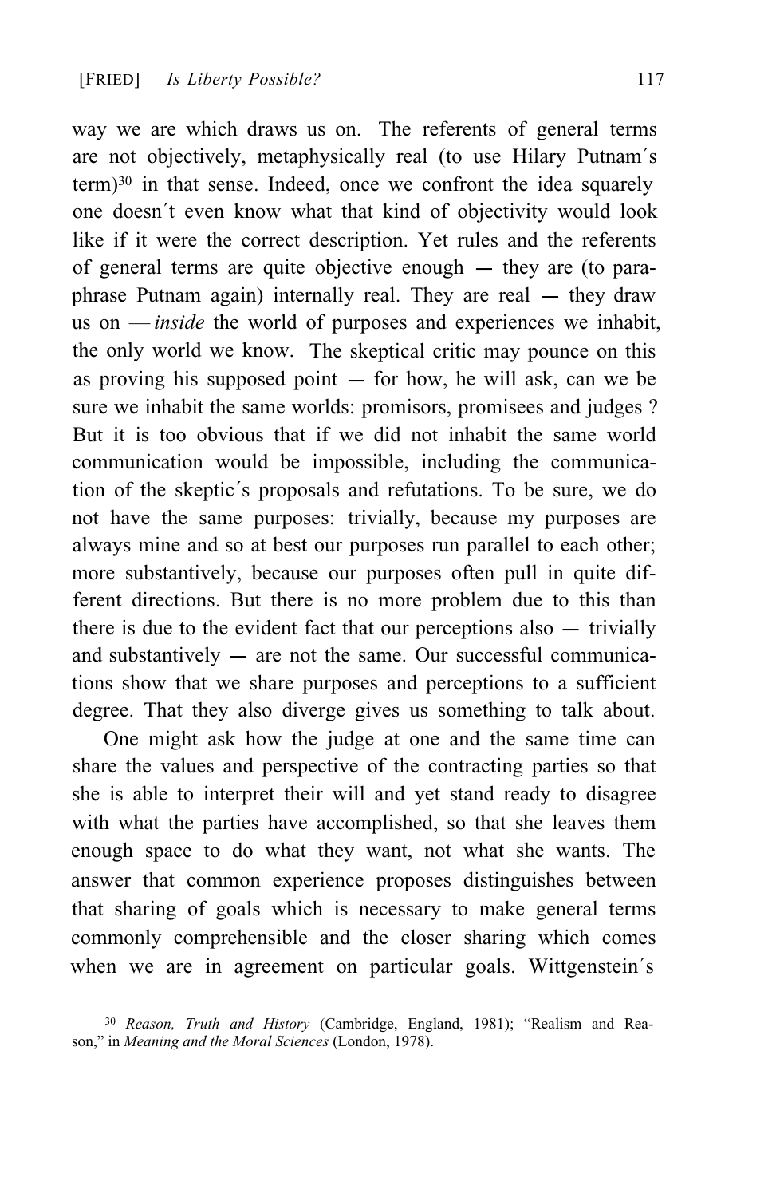way we are which draws us on. The referents of general terms are not objectively, metaphysically real (to use Hilary Putnam´s term)[30] in that sense. Indeed, once we confront the idea squarely one doesn´t even know what that kind of objectivity would look like if it were the correct description. Yet rules and the referents of general terms are quite objective enough — they are (to paraphrase Putnam again) internally real. They are real — they draw us on — *inside* the world of purposes and experiences we inhabit, the only world we know. The skeptical critic may pounce on this as proving his supposed point — for how, he will ask, can we be sure we inhabit the same worlds: promisors, promisees and judges ? But it is too obvious that if we did not inhabit the same world communication would be impossible, including the communication of the skeptic´s proposals and refutations. To be sure, we do not have the same purposes: trivially, because my purposes are always mine and so at best our purposes run parallel to each other; more substantively, because our purposes often pull in quite different directions. But there is no more problem due to this than there is due to the evident fact that our perceptions also — trivially and substantively — are not the same. Our successful communications show that we share purposes and perceptions to a sufficient degree. That they also diverge gives us something to talk about.

One might ask how the judge at one and the same time can share the values and perspective of the contracting parties so that she is able to interpret their will and yet stand ready to disagree with what the parties have accomplished, so that she leaves them enough space to do what they want, not what she wants. The answer that common experience proposes distinguishes between that sharing of goals which is necessary to make general terms commonly comprehensible and the closer sharing which comes when we are in agreement on particular goals. Wittgenstein´s

[30] *Reason, Truth and History* (Cambridge, England, 1981); "Realism and Reason," in *Meaning and the Moral Sciences* (London, 1978).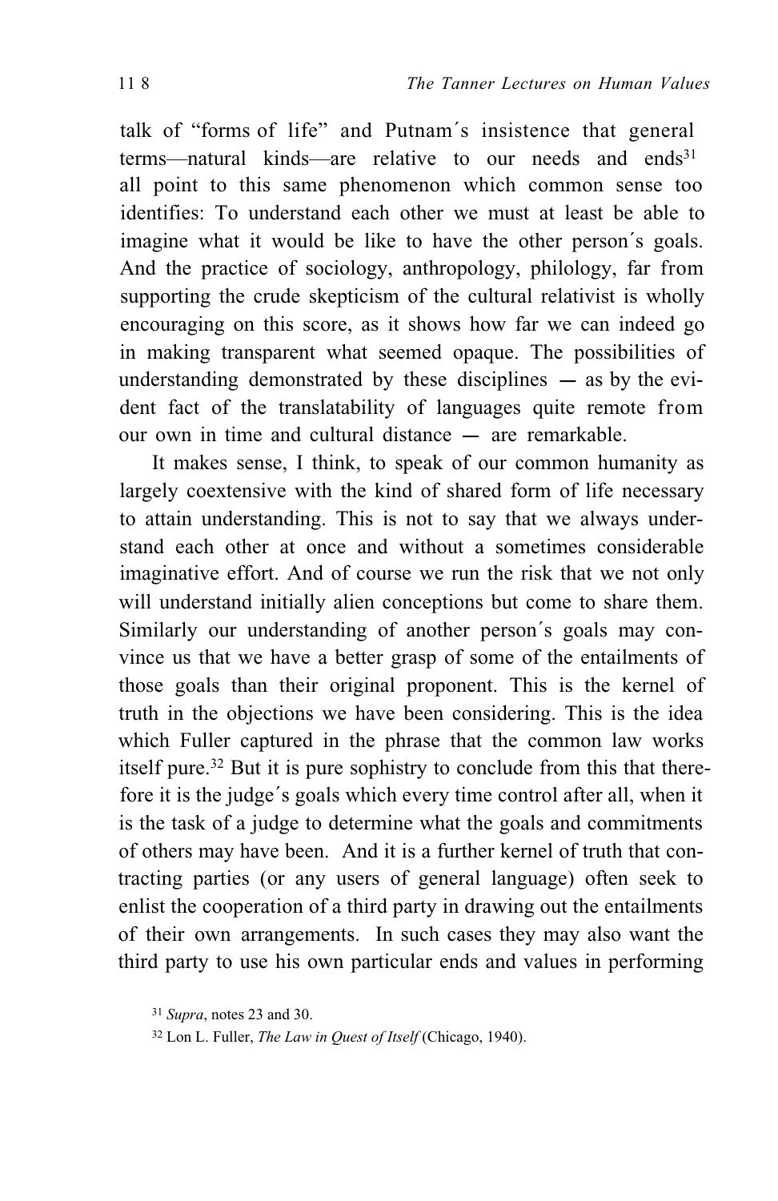talk of "forms of life" and Putnam's insistence that general terms—natural kinds—are relative to our needs and ends[31] all point to this same phenomenon which common sense too identifies: To understand each other we must at least be able to imagine what it would be like to have the other person's goals. And the practice of sociology, anthropology, philology, far from supporting the crude skepticism of the cultural relativist is wholly encouraging on this score, as it shows how far we can indeed go in making transparent what seemed opaque. The possibilities of understanding demonstrated by these disciplines — as by the evident fact of the translatability of languages quite remote from our own in time and cultural distance — are remarkable.

It makes sense, I think, to speak of our common humanity as largely coextensive with the kind of shared form of life necessary to attain understanding. This is not to say that we always understand each other at once and without a sometimes considerable imaginative effort. And of course we run the risk that we not only will understand initially alien conceptions but come to share them. Similarly our understanding of another person's goals may convince us that we have a better grasp of some of the entailments of those goals than their original proponent. This is the kernel of truth in the objections we have been considering. This is the idea which Fuller captured in the phrase that the common law works itself pure.[32] But it is pure sophistry to conclude from this that therefore it is the judge's goals which every time control after all, when it is the task of a judge to determine what the goals and commitments of others may have been. And it is a further kernel of truth that contracting parties (or any users of general language) often seek to enlist the cooperation of a third party in drawing out the entailments of their own arrangements. In such cases they may also want the third party to use his own particular ends and values in performing

[31] *Supra*, notes 23 and 30.

[32] Lon L. Fuller, *The Law in Quest of Itself* (Chicago, 1940).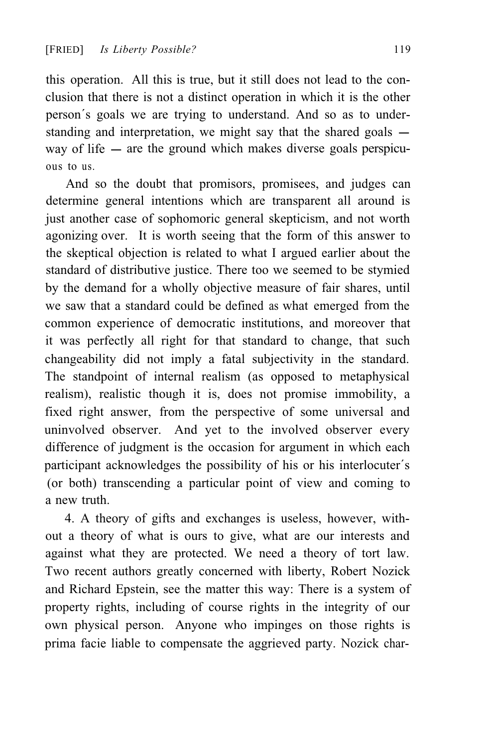this operation. All this is true, but it still does not lead to the conclusion that there is not a distinct operation in which it is the other person´s goals we are trying to understand. And so as to understanding and interpretation, we might say that the shared goals — way of life — are the ground which makes diverse goals perspicuous to us.

And so the doubt that promisors, promisees, and judges can determine general intentions which are transparent all around is just another case of sophomoric general skepticism, and not worth agonizing over. It is worth seeing that the form of this answer to the skeptical objection is related to what I argued earlier about the standard of distributive justice. There too we seemed to be stymied by the demand for a wholly objective measure of fair shares, until we saw that a standard could be defined as what emerged from the common experience of democratic institutions, and moreover that it was perfectly all right for that standard to change, that such changeability did not imply a fatal subjectivity in the standard. The standpoint of internal realism (as opposed to metaphysical realism), realistic though it is, does not promise immobility, a fixed right answer, from the perspective of some universal and uninvolved observer. And yet to the involved observer every difference of judgment is the occasion for argument in which each participant acknowledges the possibility of his or his interlocuter´s (or both) transcending a particular point of view and coming to a new truth.

4. A theory of gifts and exchanges is useless, however, without a theory of what is ours to give, what are our interests and against what they are protected. We need a theory of tort law. Two recent authors greatly concerned with liberty, Robert Nozick and Richard Epstein, see the matter this way: There is a system of property rights, including of course rights in the integrity of our own physical person. Anyone who impinges on those rights is prima facie liable to compensate the aggrieved party. Nozick char-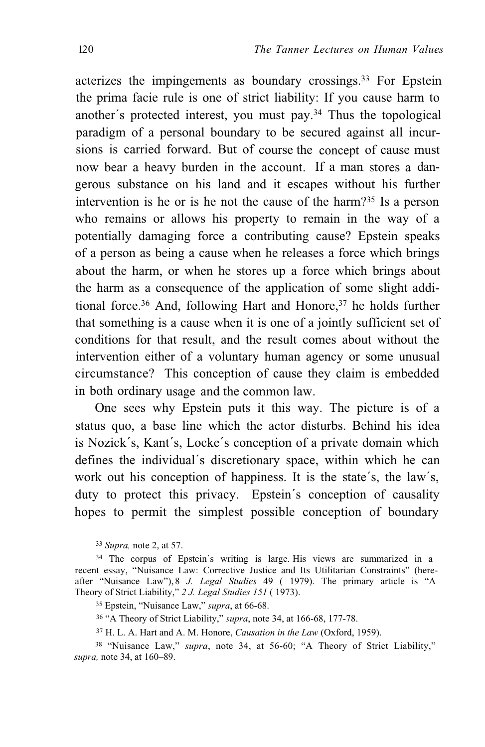acterizes the impingements as boundary crossings.[33] For Epstein the prima facie rule is one of strict liability: If you cause harm to another´s protected interest, you must pay.[34] Thus the topological paradigm of a personal boundary to be secured against all incursions is carried forward. But of course the concept of cause must now bear a heavy burden in the account. If a man stores a dangerous substance on his land and it escapes without his further intervention is he or is he not the cause of the harm?[35] Is a person who remains or allows his property to remain in the way of a potentially damaging force a contributing cause? Epstein speaks of a person as being a cause when he releases a force which brings about the harm, or when he stores up a force which brings about the harm as a consequence of the application of some slight additional force.[36] And, following Hart and Honore,[37] he holds further that something is a cause when it is one of a jointly sufficient set of conditions for that result, and the result comes about without the intervention either of a voluntary human agency or some unusual circumstance? This conception of cause they claim is embedded in both ordinary usage and the common law.

One sees why Epstein puts it this way. The picture is of a status quo, a base line which the actor disturbs. Behind his idea is Nozick´s, Kant´s, Locke´s conception of a private domain which defines the individual´s discretionary space, within which he can work out his conception of happiness. It is the state´s, the law´s, duty to protect this privacy. Epstein´s conception of causality hopes to permit the simplest possible conception of boundary

[33] *Supra,* note 2, at 57.

[34] The corpus of Epstein´s writing is large. His views are summarized in a recent essay, "Nuisance Law: Corrective Justice and Its Utilitarian Constraints" (hereafter "Nuisance Law"), 8 *J. Legal Studies* 49 ( 1979). The primary article is "A Theory of Strict Liability," *2 J. Legal Studies 151* ( 1973).

[35] Epstein, "Nuisance Law," *supra*, at 66-68.

[36] "A Theory of Strict Liability," *supra*, note 34, at 166-68, 177-78.

[37] H. L. A. Hart and A. M. Honore, *Causation in the Law* (Oxford, 1959).

[38] "Nuisance Law," *supra*, note 34, at 56-60; "A Theory of Strict Liability," *supra,* note 34, at 160–89.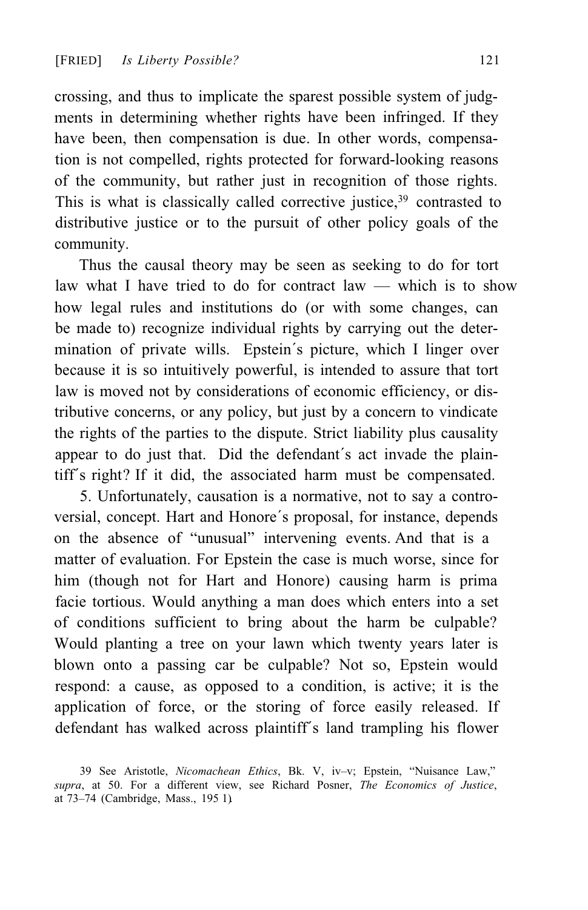crossing, and thus to implicate the sparest possible system of judgments in determining whether rights have been infringed. If they have been, then compensation is due. In other words, compensation is not compelled, rights protected for forward-looking reasons of the community, but rather just in recognition of those rights. This is what is classically called corrective justice,[39] contrasted to distributive justice or to the pursuit of other policy goals of the community.

Thus the causal theory may be seen as seeking to do for tort law what I have tried to do for contract law — which is to show how legal rules and institutions do (or with some changes, can be made to) recognize individual rights by carrying out the determination of private wills. Epstein´s picture, which I linger over because it is so intuitively powerful, is intended to assure that tort law is moved not by considerations of economic efficiency, or distributive concerns, or any policy, but just by a concern to vindicate the rights of the parties to the dispute. Strict liability plus causality appear to do just that. Did the defendant´s act invade the plaintiff´s right? If it did, the associated harm must be compensated.

5. Unfortunately, causation is a normative, not to say a controversial, concept. Hart and Honore´s proposal, for instance, depends on the absence of "unusual" intervening events. And that is a matter of evaluation. For Epstein the case is much worse, since for him (though not for Hart and Honore) causing harm is prima facie tortious. Would anything a man does which enters into a set of conditions sufficient to bring about the harm be culpable? Would planting a tree on your lawn which twenty years later is blown onto a passing car be culpable? Not so, Epstein would respond: a cause, as opposed to a condition, is active; it is the application of force, or the storing of force easily released. If defendant has walked across plaintiff´s land trampling his flower

---

39 See Aristotle, *Nicomachean Ethics*, Bk. V, iv–v; Epstein, "Nuisance Law," *supra*, at 50. For a different view, see Richard Posner, *The Economics of Justice*, at 73–74 (Cambridge, Mass., 195 1).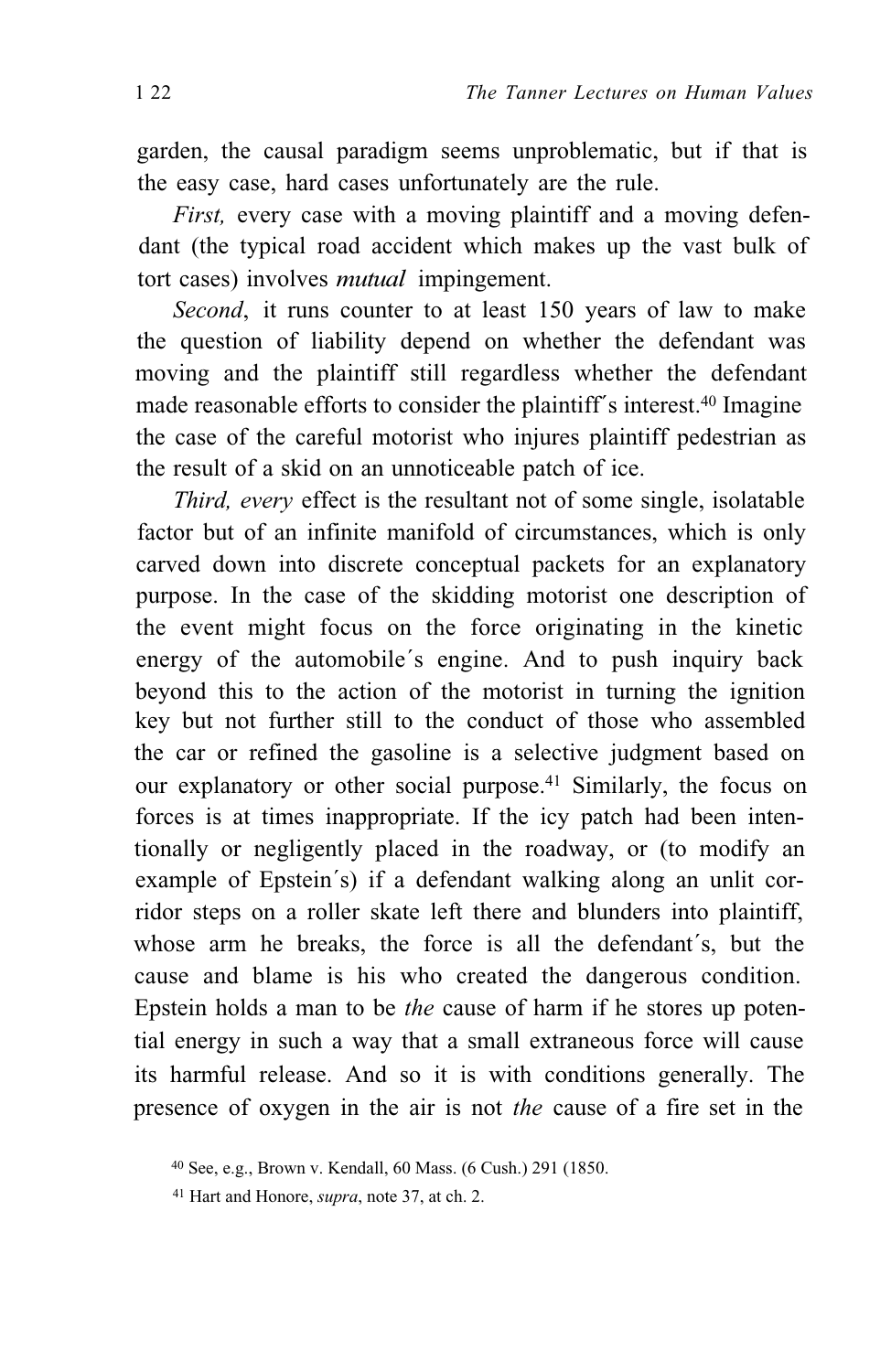garden, the causal paradigm seems unproblematic, but if that is the easy case, hard cases unfortunately are the rule.

*First,* every case with a moving plaintiff and a moving defendant (the typical road accident which makes up the vast bulk of tort cases) involves *mutual* impingement.

*Second*, it runs counter to at least 150 years of law to make the question of liability depend on whether the defendant was moving and the plaintiff still regardless whether the defendant made reasonable efforts to consider the plaintiff's interest.[40] Imagine the case of the careful motorist who injures plaintiff pedestrian as the result of a skid on an unnoticeable patch of ice.

*Third, every* effect is the resultant not of some single, isolatable factor but of an infinite manifold of circumstances, which is only carved down into discrete conceptual packets for an explanatory purpose. In the case of the skidding motorist one description of the event might focus on the force originating in the kinetic energy of the automobile's engine. And to push inquiry back beyond this to the action of the motorist in turning the ignition key but not further still to the conduct of those who assembled the car or refined the gasoline is a selective judgment based on our explanatory or other social purpose.[41] Similarly, the focus on forces is at times inappropriate. If the icy patch had been intentionally or negligently placed in the roadway, or (to modify an example of Epstein's) if a defendant walking along an unlit corridor steps on a roller skate left there and blunders into plaintiff, whose arm he breaks, the force is all the defendant's, but the cause and blame is his who created the dangerous condition. Epstein holds a man to be *the* cause of harm if he stores up potential energy in such a way that a small extraneous force will cause its harmful release. And so it is with conditions generally. The presence of oxygen in the air is not *the* cause of a fire set in the

[40] See, e.g., Brown v. Kendall, 60 Mass. (6 Cush.) 291 (1850.

[41] Hart and Honore, *supra*, note 37, at ch. 2.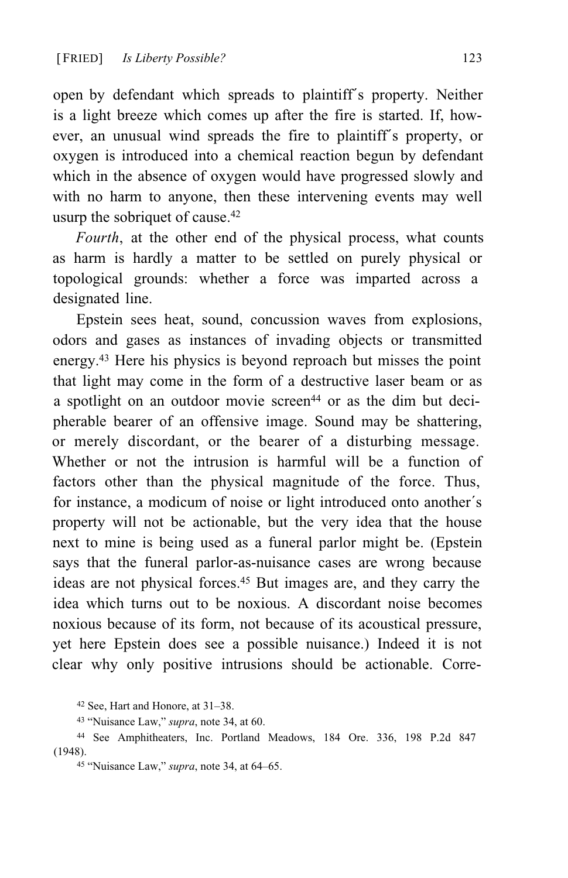open by defendant which spreads to plaintiff´s property. Neither is a light breeze which comes up after the fire is started. If, however, an unusual wind spreads the fire to plaintiff´s property, or oxygen is introduced into a chemical reaction begun by defendant which in the absence of oxygen would have progressed slowly and with no harm to anyone, then these intervening events may well usurp the sobriquet of cause.[42]

*Fourth*, at the other end of the physical process, what counts as harm is hardly a matter to be settled on purely physical or topological grounds: whether a force was imparted across a designated line.

Epstein sees heat, sound, concussion waves from explosions, odors and gases as instances of invading objects or transmitted energy.[43] Here his physics is beyond reproach but misses the point that light may come in the form of a destructive laser beam or as a spotlight on an outdoor movie screen[44] or as the dim but decipherable bearer of an offensive image. Sound may be shattering, or merely discordant, or the bearer of a disturbing message. Whether or not the intrusion is harmful will be a function of factors other than the physical magnitude of the force. Thus, for instance, a modicum of noise or light introduced onto another´s property will not be actionable, but the very idea that the house next to mine is being used as a funeral parlor might be. (Epstein says that the funeral parlor-as-nuisance cases are wrong because ideas are not physical forces.[45] But images are, and they carry the idea which turns out to be noxious. A discordant noise becomes noxious because of its form, not because of its acoustical pressure, yet here Epstein does see a possible nuisance.) Indeed it is not clear why only positive intrusions should be actionable. Corre-

[42] See, Hart and Honore, at 31–38.

[43] "Nuisance Law," *supra*, note 34, at 60.

[44] See Amphitheaters, Inc. Portland Meadows, 184 Ore. 336, 198 P.2d 847 (1948).

[45] "Nuisance Law," *supra*, note 34, at 64–65.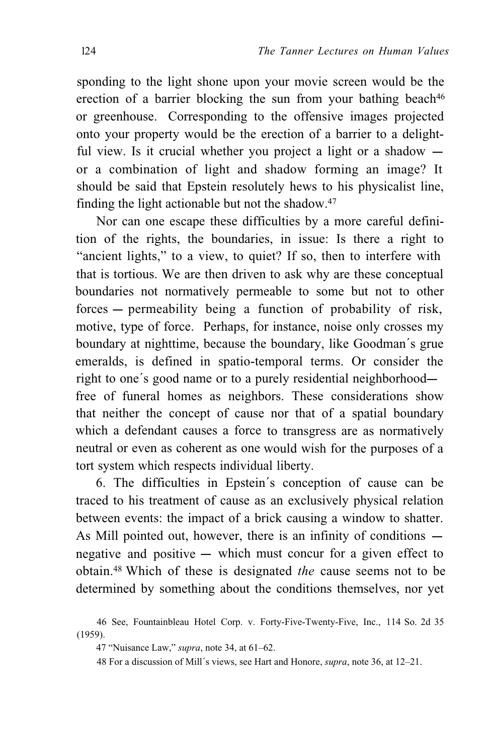sponding to the light shone upon your movie screen would be the erection of a barrier blocking the sun from your bathing beach[46] or greenhouse. Corresponding to the offensive images projected onto your property would be the erection of a barrier to a delightful view. Is it crucial whether you project a light or a shadow — or a combination of light and shadow forming an image? It should be said that Epstein resolutely hews to his physicalist line, finding the light actionable but not the shadow.[47]

Nor can one escape these difficulties by a more careful definition of the rights, the boundaries, in issue: Is there a right to "ancient lights," to a view, to quiet? If so, then to interfere with that is tortious. We are then driven to ask why are these conceptual boundaries not normatively permeable to some but not to other forces — permeability being a function of probability of risk, motive, type of force. Perhaps, for instance, noise only crosses my boundary at nighttime, because the boundary, like Goodman's grue emeralds, is defined in spatio-temporal terms. Or consider the right to one's good name or to a purely residential neighborhood— free of funeral homes as neighbors. These considerations show that neither the concept of cause nor that of a spatial boundary which a defendant causes a force to transgress are as normatively neutral or even as coherent as one would wish for the purposes of a tort system which respects individual liberty.

6. The difficulties in Epstein's conception of cause can be traced to his treatment of cause as an exclusively physical relation between events: the impact of a brick causing a window to shatter. As Mill pointed out, however, there is an infinity of conditions — negative and positive — which must concur for a given effect to obtain.[48] Which of these is designated *the* cause seems not to be determined by something about the conditions themselves, nor yet

46 See, Fountainbleau Hotel Corp. v. Forty-Five-Twenty-Five, Inc., 114 So. 2d 35 (1959).

47 "Nuisance Law," *supra*, note 34, at 61–62.

48 For a discussion of Mill's views, see Hart and Honore, *supra*, note 36, at 12–21.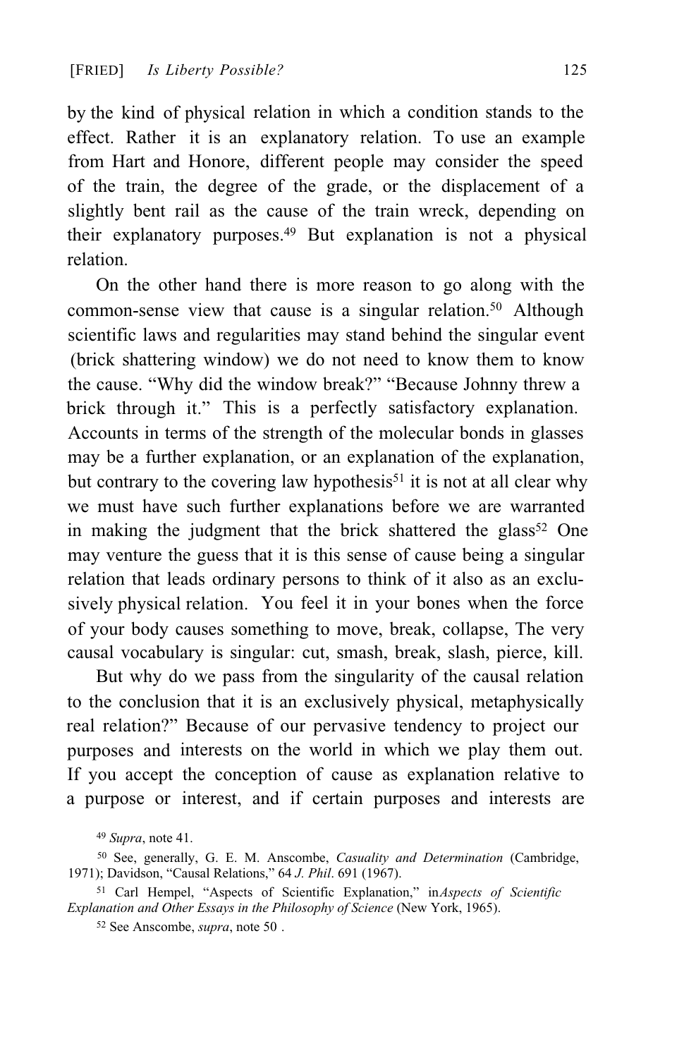by the kind of physical relation in which a condition stands to the effect. Rather it is an explanatory relation. To use an example from Hart and Honore, different people may consider the speed of the train, the degree of the grade, or the displacement of a slightly bent rail as the cause of the train wreck, depending on their explanatory purposes.[49] But explanation is not a physical relation.

On the other hand there is more reason to go along with the common-sense view that cause is a singular relation.[50] Although scientific laws and regularities may stand behind the singular event (brick shattering window) we do not need to know them to know the cause. "Why did the window break?" "Because Johnny threw a brick through it." This is a perfectly satisfactory explanation. Accounts in terms of the strength of the molecular bonds in glasses may be a further explanation, or an explanation of the explanation, but contrary to the covering law hypothesis[51] it is not at all clear why we must have such further explanations before we are warranted in making the judgment that the brick shattered the glass[52] One may venture the guess that it is this sense of cause being a singular relation that leads ordinary persons to think of it also as an exclusively physical relation. You feel it in your bones when the force of your body causes something to move, break, collapse, The very causal vocabulary is singular: cut, smash, break, slash, pierce, kill.

But why do we pass from the singularity of the causal relation to the conclusion that it is an exclusively physical, metaphysically real relation?" Because of our pervasive tendency to project our purposes and interests on the world in which we play them out. If you accept the conception of cause as explanation relative to a purpose or interest, and if certain purposes and interests are

[49] *Supra*, note 41.

[50] See, generally, G. E. M. Anscombe, *Casuality and Determination* (Cambridge, 1971); Davidson, "Causal Relations," 64 *J. Phil*. 691 (1967).

[51] Carl Hempel, "Aspects of Scientific Explanation," in*Aspects of Scientific Explanation and Other Essays in the Philosophy of Science* (New York, 1965).

[52] See Anscombe, *supra*, note 50 .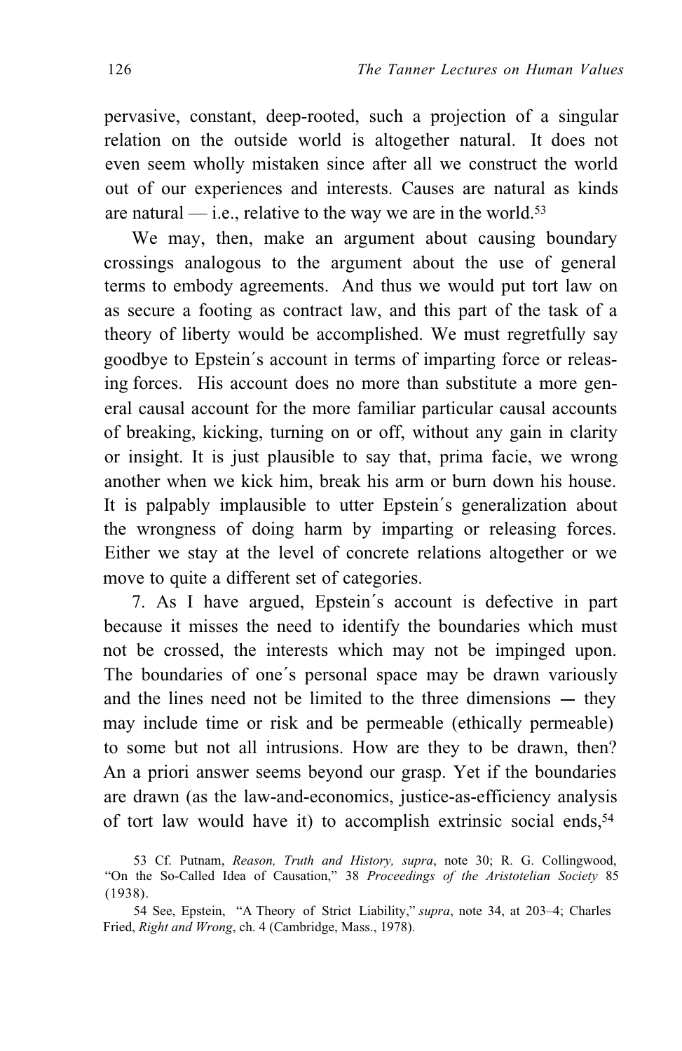pervasive, constant, deep-rooted, such a projection of a singular relation on the outside world is altogether natural. It does not even seem wholly mistaken since after all we construct the world out of our experiences and interests. Causes are natural as kinds are natural — i.e., relative to the way we are in the world.[53]

We may, then, make an argument about causing boundary crossings analogous to the argument about the use of general terms to embody agreements. And thus we would put tort law on as secure a footing as contract law, and this part of the task of a theory of liberty would be accomplished. We must regretfully say goodbye to Epstein´s account in terms of imparting force or releasing forces. His account does no more than substitute a more general causal account for the more familiar particular causal accounts of breaking, kicking, turning on or off, without any gain in clarity or insight. It is just plausible to say that, prima facie, we wrong another when we kick him, break his arm or burn down his house. It is palpably implausible to utter Epstein´s generalization about the wrongness of doing harm by imparting or releasing forces. Either we stay at the level of concrete relations altogether or we move to quite a different set of categories.

7. As I have argued, Epstein´s account is defective in part because it misses the need to identify the boundaries which must not be crossed, the interests which may not be impinged upon. The boundaries of one´s personal space may be drawn variously and the lines need not be limited to the three dimensions — they may include time or risk and be permeable (ethically permeable) to some but not all intrusions. How are they to be drawn, then? An a priori answer seems beyond our grasp. Yet if the boundaries are drawn (as the law-and-economics, justice-as-efficiency analysis of tort law would have it) to accomplish extrinsic social ends,[54]

53 Cf. Putnam, *Reason, Truth and History, supra*, note 30; R. G. Collingwood, "On the So-Called Idea of Causation," 38 *Proceedings of the Aristotelian Society* 85 (1938).

54 See, Epstein, "A Theory of Strict Liability," *supra*, note 34, at 203–4; Charles Fried, *Right and Wrong*, ch. 4 (Cambridge, Mass., 1978).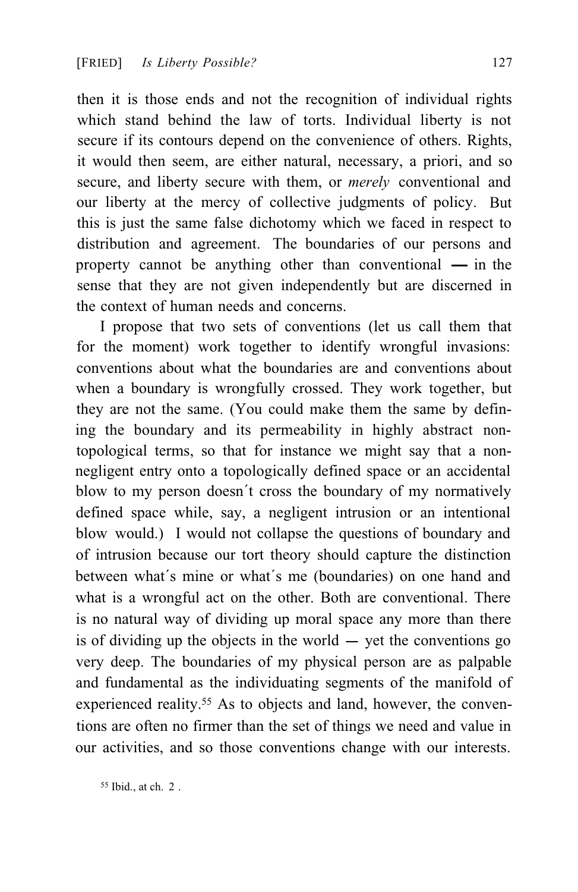then it is those ends and not the recognition of individual rights which stand behind the law of torts. Individual liberty is not secure if its contours depend on the convenience of others. Rights, it would then seem, are either natural, necessary, a priori, and so secure, and liberty secure with them, or *merely* conventional and our liberty at the mercy of collective judgments of policy. But this is just the same false dichotomy which we faced in respect to distribution and agreement. The boundaries of our persons and property cannot be anything other than conventional — in the sense that they are not given independently but are discerned in the context of human needs and concerns.

I propose that two sets of conventions (let us call them that for the moment) work together to identify wrongful invasions: conventions about what the boundaries are and conventions about when a boundary is wrongfully crossed. They work together, but they are not the same. (You could make them the same by defining the boundary and its permeability in highly abstract non-topological terms, so that for instance we might say that a non-negligent entry onto a topologically defined space or an accidental blow to my person doesn´t cross the boundary of my normatively defined space while, say, a negligent intrusion or an intentional blow would.) I would not collapse the questions of boundary and of intrusion because our tort theory should capture the distinction between what´s mine or what´s me (boundaries) on one hand and what is a wrongful act on the other. Both are conventional. There is no natural way of dividing up moral space any more than there is of dividing up the objects in the world — yet the conventions go very deep. The boundaries of my physical person are as palpable and fundamental as the individuating segments of the manifold of experienced reality.[55] As to objects and land, however, the conventions are often no firmer than the set of things we need and value in our activities, and so those conventions change with our interests.

[55] Ibid., at ch. 2 .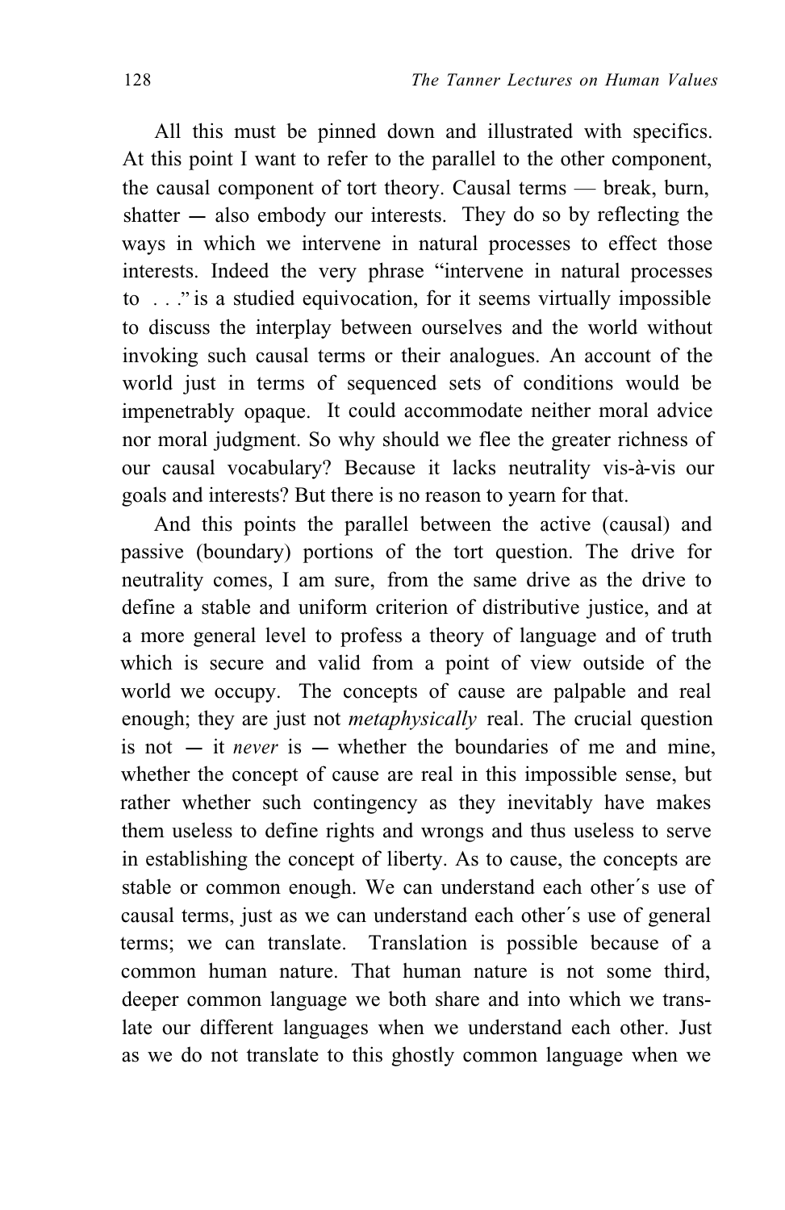All this must be pinned down and illustrated with specifics. At this point I want to refer to the parallel to the other component, the causal component of tort theory. Causal terms — break, burn, shatter — also embody our interests. They do so by reflecting the ways in which we intervene in natural processes to effect those interests. Indeed the very phrase "intervene in natural processes to . . ." is a studied equivocation, for it seems virtually impossible to discuss the interplay between ourselves and the world without invoking such causal terms or their analogues. An account of the world just in terms of sequenced sets of conditions would be impenetrably opaque. It could accommodate neither moral advice nor moral judgment. So why should we flee the greater richness of our causal vocabulary? Because it lacks neutrality vis-à-vis our goals and interests? But there is no reason to yearn for that.

And this points the parallel between the active (causal) and passive (boundary) portions of the tort question. The drive for neutrality comes, I am sure, from the same drive as the drive to define a stable and uniform criterion of distributive justice, and at a more general level to profess a theory of language and of truth which is secure and valid from a point of view outside of the world we occupy. The concepts of cause are palpable and real enough; they are just not *metaphysically* real. The crucial question is not — it *never* is — whether the boundaries of me and mine, whether the concept of cause are real in this impossible sense, but rather whether such contingency as they inevitably have makes them useless to define rights and wrongs and thus useless to serve in establishing the concept of liberty. As to cause, the concepts are stable or common enough. We can understand each other´s use of causal terms, just as we can understand each other´s use of general terms; we can translate. Translation is possible because of a common human nature. That human nature is not some third, deeper common language we both share and into which we translate our different languages when we understand each other. Just as we do not translate to this ghostly common language when we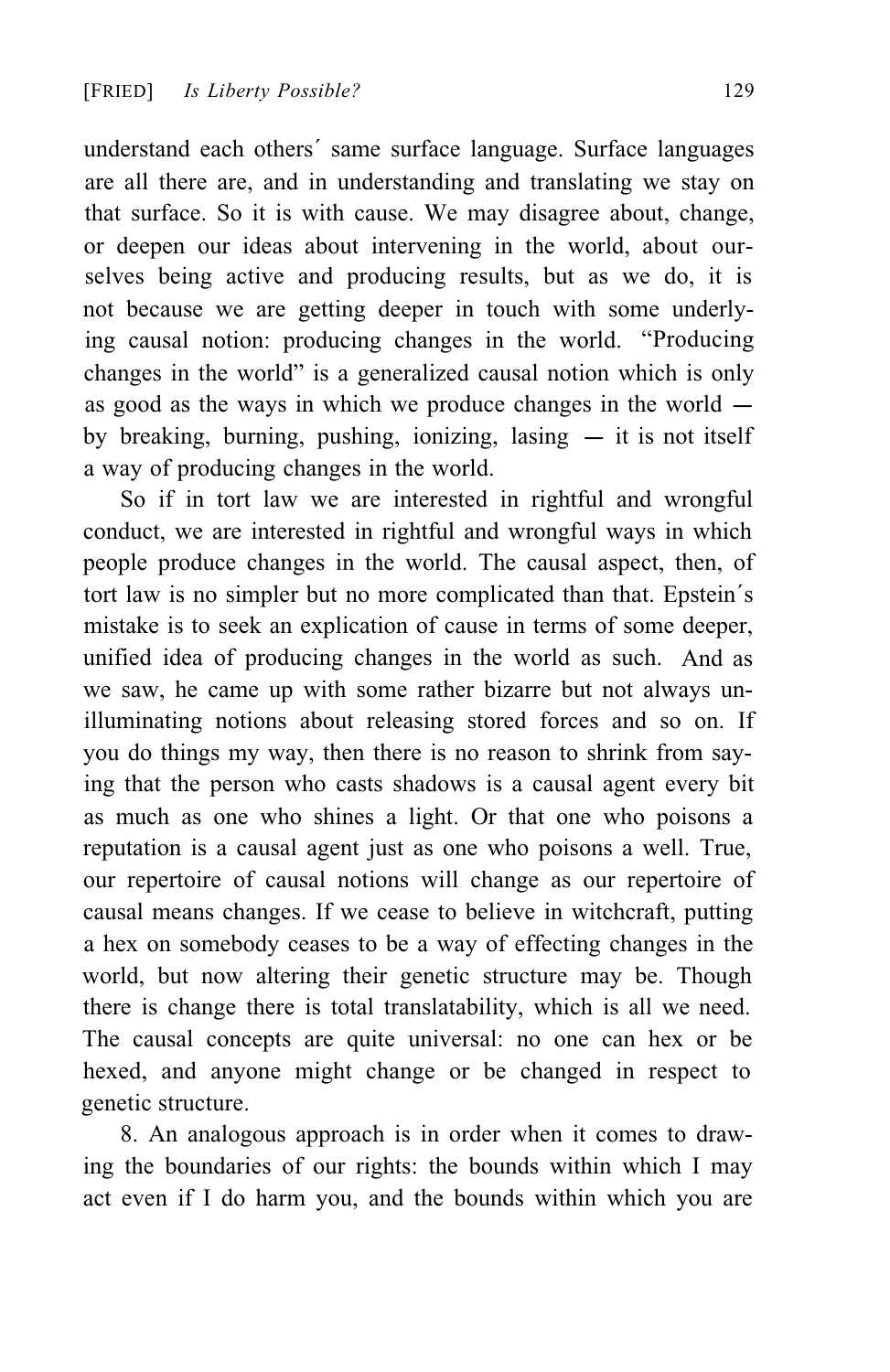understand each others´ same surface language. Surface languages are all there are, and in understanding and translating we stay on that surface. So it is with cause. We may disagree about, change, or deepen our ideas about intervening in the world, about ourselves being active and producing results, but as we do, it is not because we are getting deeper in touch with some underlying causal notion: producing changes in the world. "Producing changes in the world" is a generalized causal notion which is only as good as the ways in which we produce changes in the world — by breaking, burning, pushing, ionizing, lasing — it is not itself a way of producing changes in the world.

So if in tort law we are interested in rightful and wrongful conduct, we are interested in rightful and wrongful ways in which people produce changes in the world. The causal aspect, then, of tort law is no simpler but no more complicated than that. Epstein´s mistake is to seek an explication of cause in terms of some deeper, unified idea of producing changes in the world as such. And as we saw, he came up with some rather bizarre but not always unilluminating notions about releasing stored forces and so on. If you do things my way, then there is no reason to shrink from saying that the person who casts shadows is a causal agent every bit as much as one who shines a light. Or that one who poisons a reputation is a causal agent just as one who poisons a well. True, our repertoire of causal notions will change as our repertoire of causal means changes. If we cease to believe in witchcraft, putting a hex on somebody ceases to be a way of effecting changes in the world, but now altering their genetic structure may be. Though there is change there is total translatability, which is all we need. The causal concepts are quite universal: no one can hex or be hexed, and anyone might change or be changed in respect to genetic structure.

8. An analogous approach is in order when it comes to drawing the boundaries of our rights: the bounds within which I may act even if I do harm you, and the bounds within which you are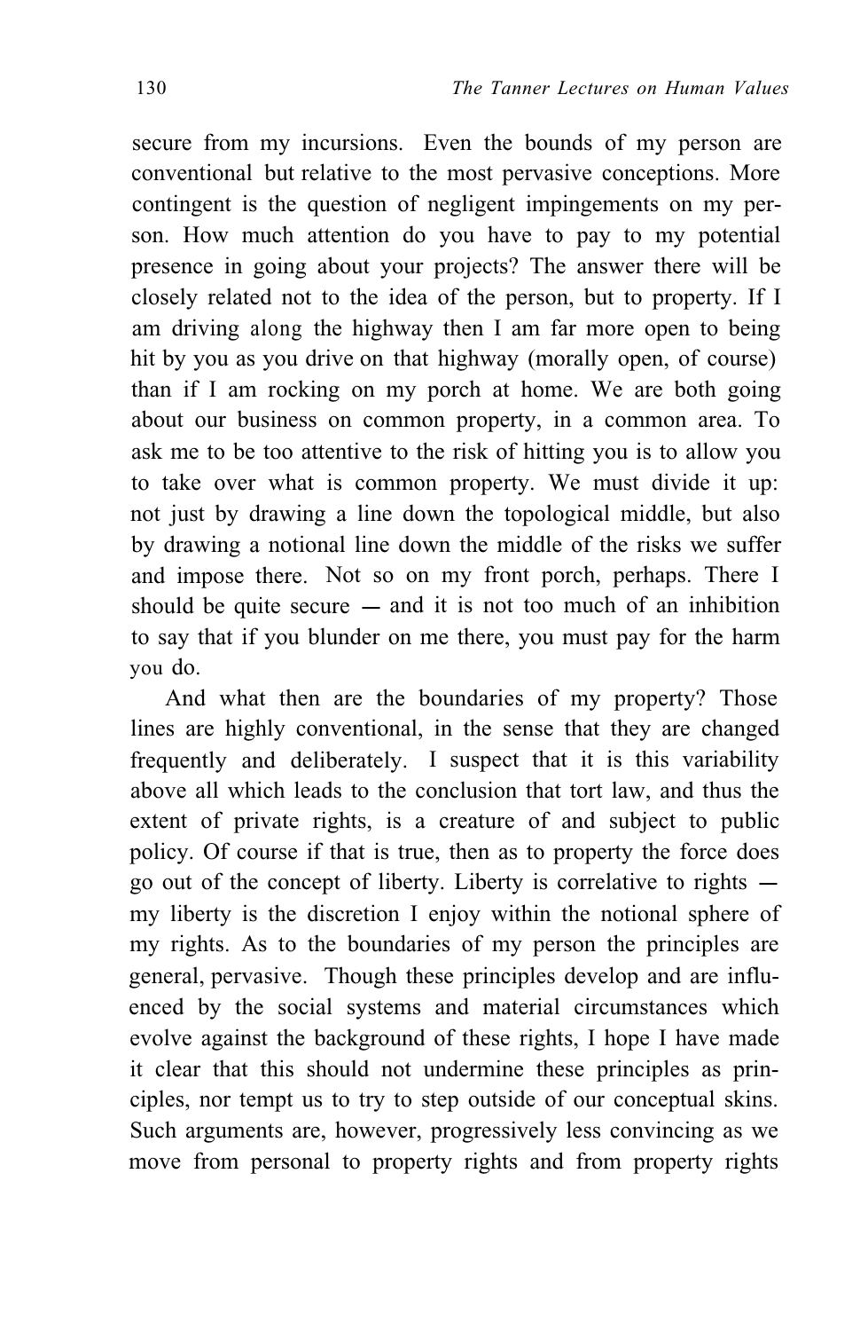secure from my incursions. Even the bounds of my person are conventional but relative to the most pervasive conceptions. More contingent is the question of negligent impingements on my person. How much attention do you have to pay to my potential presence in going about your projects? The answer there will be closely related not to the idea of the person, but to property. If I am driving along the highway then I am far more open to being hit by you as you drive on that highway (morally open, of course) than if I am rocking on my porch at home. We are both going about our business on common property, in a common area. To ask me to be too attentive to the risk of hitting you is to allow you to take over what is common property. We must divide it up: not just by drawing a line down the topological middle, but also by drawing a notional line down the middle of the risks we suffer and impose there. Not so on my front porch, perhaps. There I should be quite secure — and it is not too much of an inhibition to say that if you blunder on me there, you must pay for the harm you do.

And what then are the boundaries of my property? Those lines are highly conventional, in the sense that they are changed frequently and deliberately. I suspect that it is this variability above all which leads to the conclusion that tort law, and thus the extent of private rights, is a creature of and subject to public policy. Of course if that is true, then as to property the force does go out of the concept of liberty. Liberty is correlative to rights — my liberty is the discretion I enjoy within the notional sphere of my rights. As to the boundaries of my person the principles are general, pervasive. Though these principles develop and are influenced by the social systems and material circumstances which evolve against the background of these rights, I hope I have made it clear that this should not undermine these principles as principles, nor tempt us to try to step outside of our conceptual skins. Such arguments are, however, progressively less convincing as we move from personal to property rights and from property rights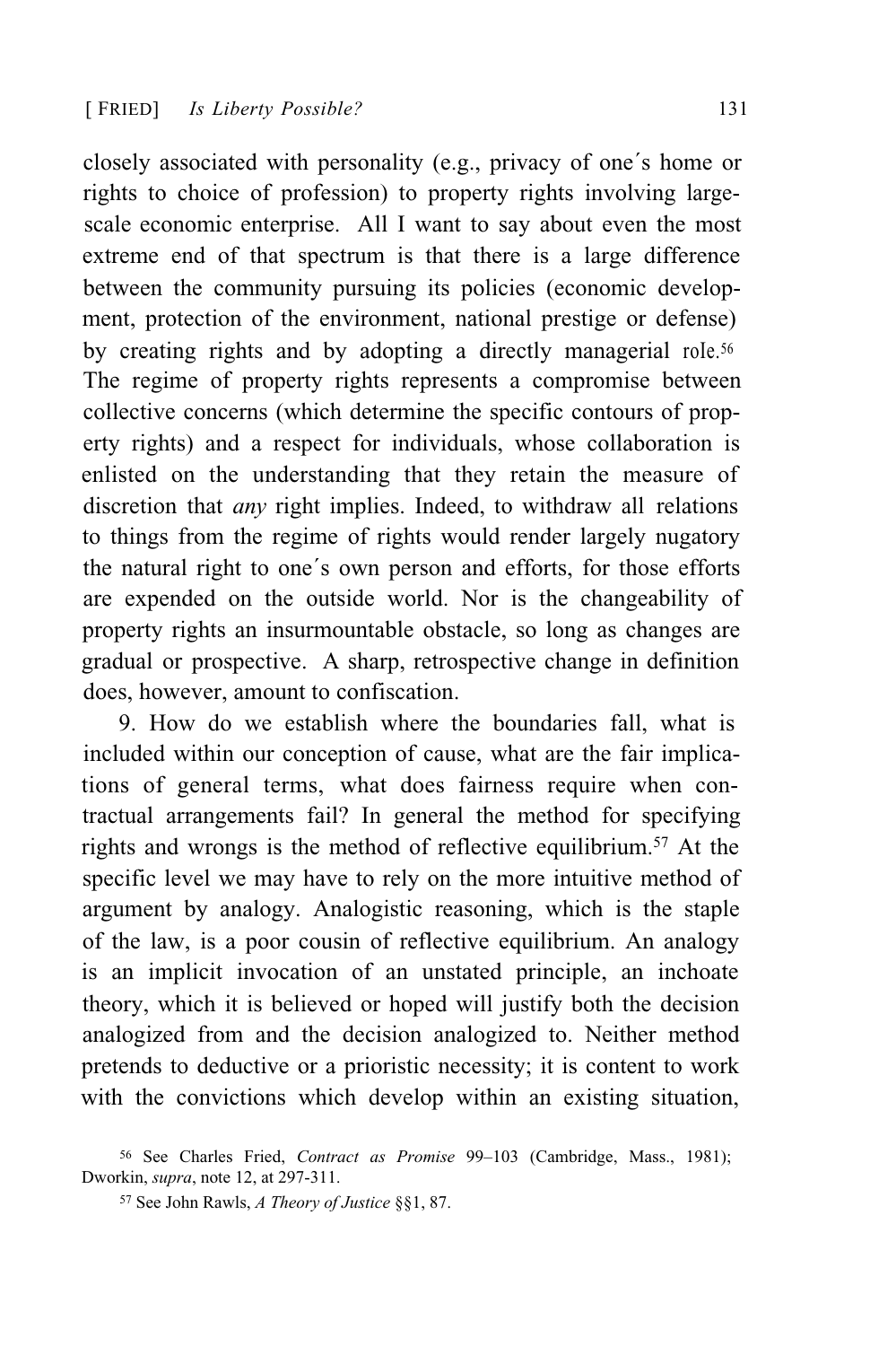closely associated with personality (e.g., privacy of one´s home or rights to choice of profession) to property rights involving large-scale economic enterprise. All I want to say about even the most extreme end of that spectrum is that there is a large difference between the community pursuing its policies (economic development, protection of the environment, national prestige or defense) by creating rights and by adopting a directly managerial role.[56] The regime of property rights represents a compromise between collective concerns (which determine the specific contours of property rights) and a respect for individuals, whose collaboration is enlisted on the understanding that they retain the measure of discretion that *any* right implies. Indeed, to withdraw all relations to things from the regime of rights would render largely nugatory the natural right to one´s own person and efforts, for those efforts are expended on the outside world. Nor is the changeability of property rights an insurmountable obstacle, so long as changes are gradual or prospective. A sharp, retrospective change in definition does, however, amount to confiscation.

9. How do we establish where the boundaries fall, what is included within our conception of cause, what are the fair implications of general terms, what does fairness require when contractual arrangements fail? In general the method for specifying rights and wrongs is the method of reflective equilibrium.[57] At the specific level we may have to rely on the more intuitive method of argument by analogy. Analogistic reasoning, which is the staple of the law, is a poor cousin of reflective equilibrium. An analogy is an implicit invocation of an unstated principle, an inchoate theory, which it is believed or hoped will justify both the decision analogized from and the decision analogized to. Neither method pretends to deductive or a prioristic necessity; it is content to work with the convictions which develop within an existing situation,

[56] See Charles Fried, *Contract as Promise* 99–103 (Cambridge, Mass., 1981); Dworkin, *supra*, note 12, at 297-311.

[57] See John Rawls, *A Theory of Justice* §§1, 87.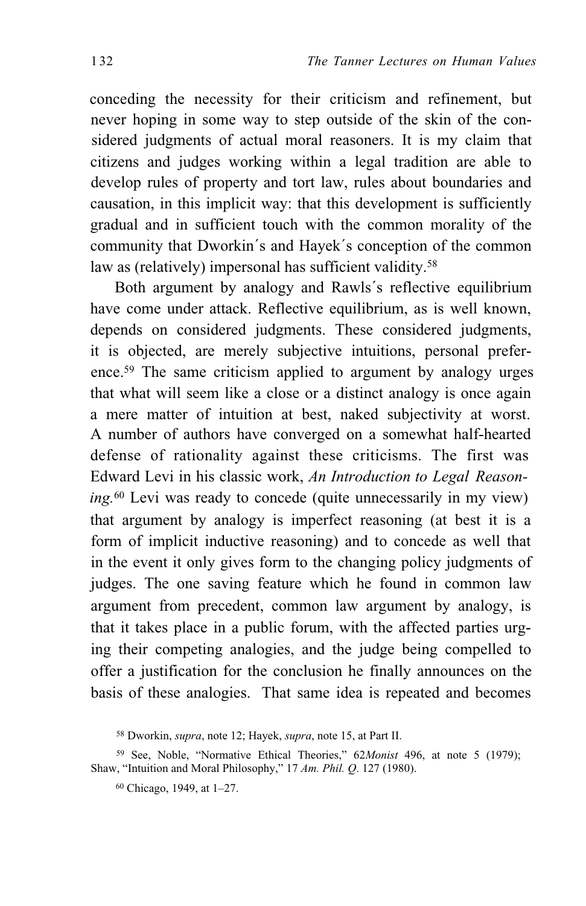conceding the necessity for their criticism and refinement, but never hoping in some way to step outside of the skin of the considered judgments of actual moral reasoners. It is my claim that citizens and judges working within a legal tradition are able to develop rules of property and tort law, rules about boundaries and causation, in this implicit way: that this development is sufficiently gradual and in sufficient touch with the common morality of the community that Dworkin´s and Hayek´s conception of the common law as (relatively) impersonal has sufficient validity.[58]

Both argument by analogy and Rawls´s reflective equilibrium have come under attack. Reflective equilibrium, as is well known, depends on considered judgments. These considered judgments, it is objected, are merely subjective intuitions, personal preference.[59] The same criticism applied to argument by analogy urges that what will seem like a close or a distinct analogy is once again a mere matter of intuition at best, naked subjectivity at worst. A number of authors have converged on a somewhat half-hearted defense of rationality against these criticisms. The first was Edward Levi in his classic work, *An Introduction to Legal Reasoning*.[60] Levi was ready to concede (quite unnecessarily in my view) that argument by analogy is imperfect reasoning (at best it is a form of implicit inductive reasoning) and to concede as well that in the event it only gives form to the changing policy judgments of judges. The one saving feature which he found in common law argument from precedent, common law argument by analogy, is that it takes place in a public forum, with the affected parties urging their competing analogies, and the judge being compelled to offer a justification for the conclusion he finally announces on the basis of these analogies. That same idea is repeated and becomes

[58] Dworkin, *supra*, note 12; Hayek, *supra*, note 15, at Part II.

[59] See, Noble, "Normative Ethical Theories," 62*Monist* 496, at note 5 (1979); Shaw, "Intuition and Moral Philosophy," 17 *Am. Phil. Q*. 127 (1980).

[60] Chicago, 1949, at 1–27.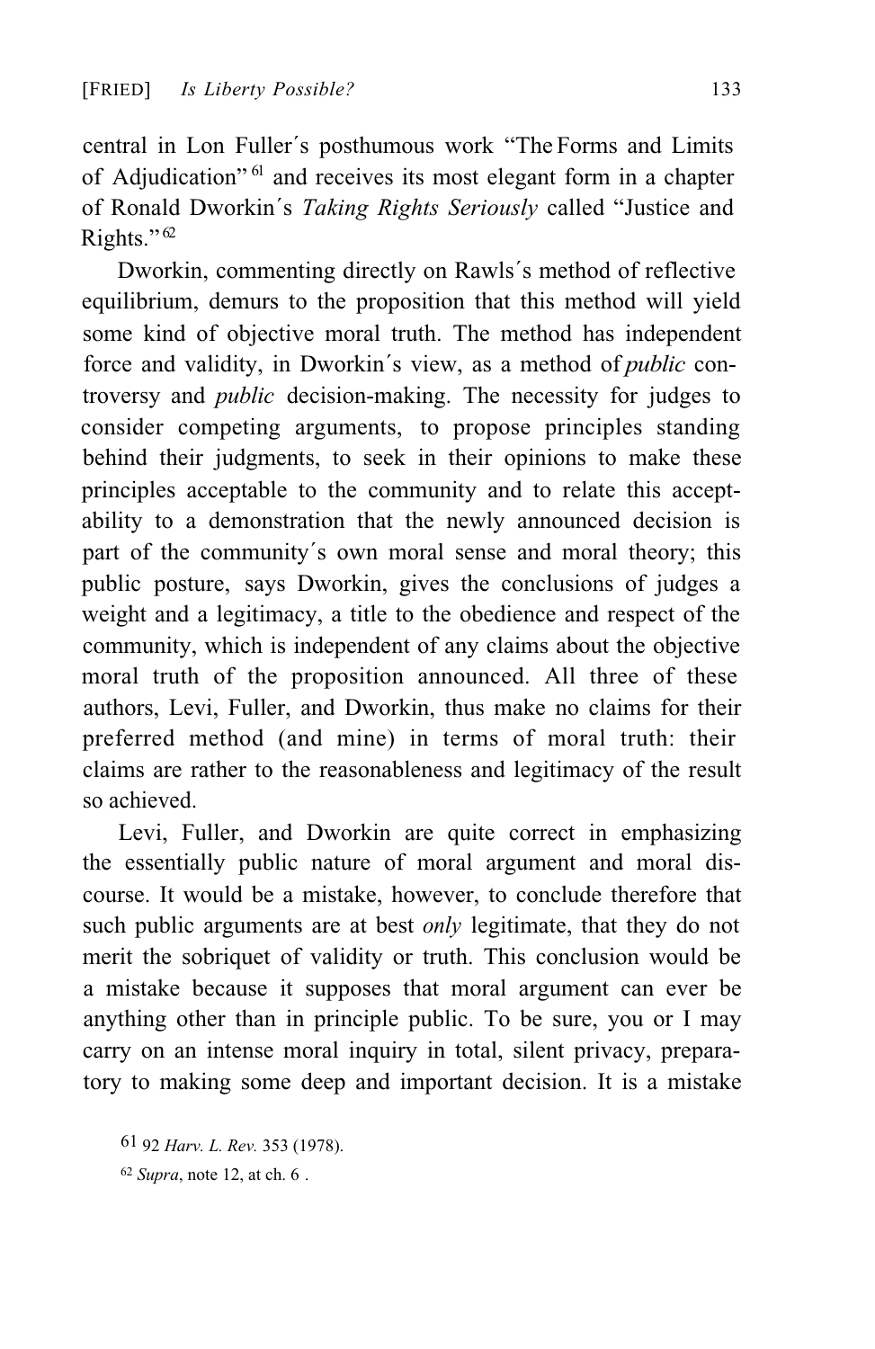central in Lon Fuller´s posthumous work "The Forms and Limits of Adjudication"[61] and receives its most elegant form in a chapter of Ronald Dworkin´s *Taking Rights Seriously* called "Justice and Rights."[62]

Dworkin, commenting directly on Rawls´s method of reflective equilibrium, demurs to the proposition that this method will yield some kind of objective moral truth. The method has independent force and validity, in Dworkin´s view, as a method of *public* controversy and *public* decision-making. The necessity for judges to consider competing arguments, to propose principles standing behind their judgments, to seek in their opinions to make these principles acceptable to the community and to relate this acceptability to a demonstration that the newly announced decision is part of the community´s own moral sense and moral theory; this public posture, says Dworkin, gives the conclusions of judges a weight and a legitimacy, a title to the obedience and respect of the community, which is independent of any claims about the objective moral truth of the proposition announced. All three of these authors, Levi, Fuller, and Dworkin, thus make no claims for their preferred method (and mine) in terms of moral truth: their claims are rather to the reasonableness and legitimacy of the result so achieved.

Levi, Fuller, and Dworkin are quite correct in emphasizing the essentially public nature of moral argument and moral discourse. It would be a mistake, however, to conclude therefore that such public arguments are at best *only* legitimate, that they do not merit the sobriquet of validity or truth. This conclusion would be a mistake because it supposes that moral argument can ever be anything other than in principle public. To be sure, you or I may carry on an intense moral inquiry in total, silent privacy, preparatory to making some deep and important decision. It is a mistake

[61] 92 *Harv. L. Rev.* 353 (1978).

[62] *Supra*, note 12, at ch. 6 .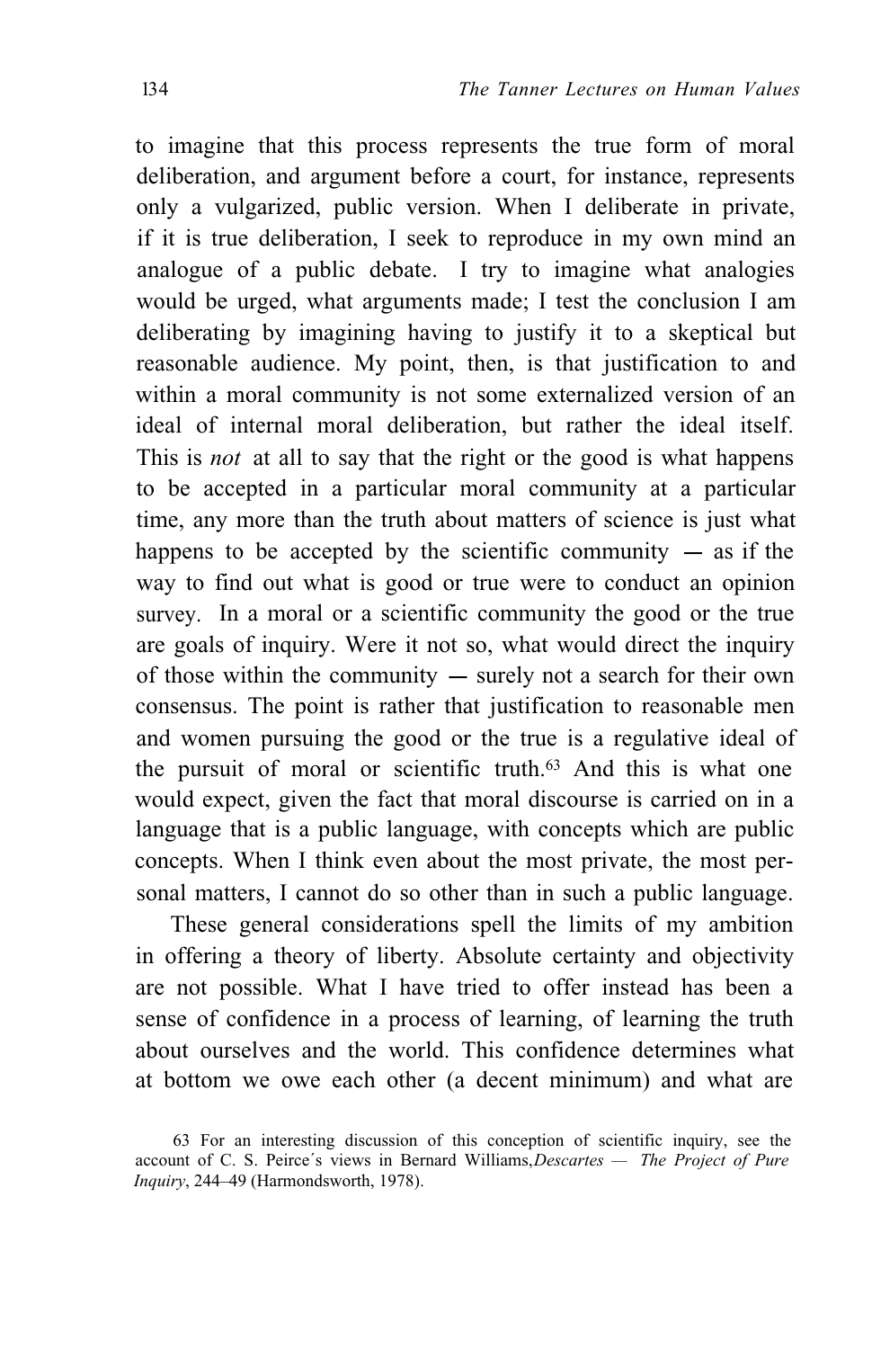to imagine that this process represents the true form of moral deliberation, and argument before a court, for instance, represents only a vulgarized, public version. When I deliberate in private, if it is true deliberation, I seek to reproduce in my own mind an analogue of a public debate. I try to imagine what analogies would be urged, what arguments made; I test the conclusion I am deliberating by imagining having to justify it to a skeptical but reasonable audience. My point, then, is that justification to and within a moral community is not some externalized version of an ideal of internal moral deliberation, but rather the ideal itself. This is *not* at all to say that the right or the good is what happens to be accepted in a particular moral community at a particular time, any more than the truth about matters of science is just what happens to be accepted by the scientific community — as if the way to find out what is good or true were to conduct an opinion survey. In a moral or a scientific community the good or the true are goals of inquiry. Were it not so, what would direct the inquiry of those within the community — surely not a search for their own consensus. The point is rather that justification to reasonable men and women pursuing the good or the true is a regulative ideal of the pursuit of moral or scientific truth.[63] And this is what one would expect, given the fact that moral discourse is carried on in a language that is a public language, with concepts which are public concepts. When I think even about the most private, the most personal matters, I cannot do so other than in such a public language.

These general considerations spell the limits of my ambition in offering a theory of liberty. Absolute certainty and objectivity are not possible. What I have tried to offer instead has been a sense of confidence in a process of learning, of learning the truth about ourselves and the world. This confidence determines what at bottom we owe each other (a decent minimum) and what are

63 For an interesting discussion of this conception of scientific inquiry, see the account of C. S. Peirce´s views in Bernard Williams, *Descartes — The Project of Pure Inquiry*, 244–49 (Harmondsworth, 1978).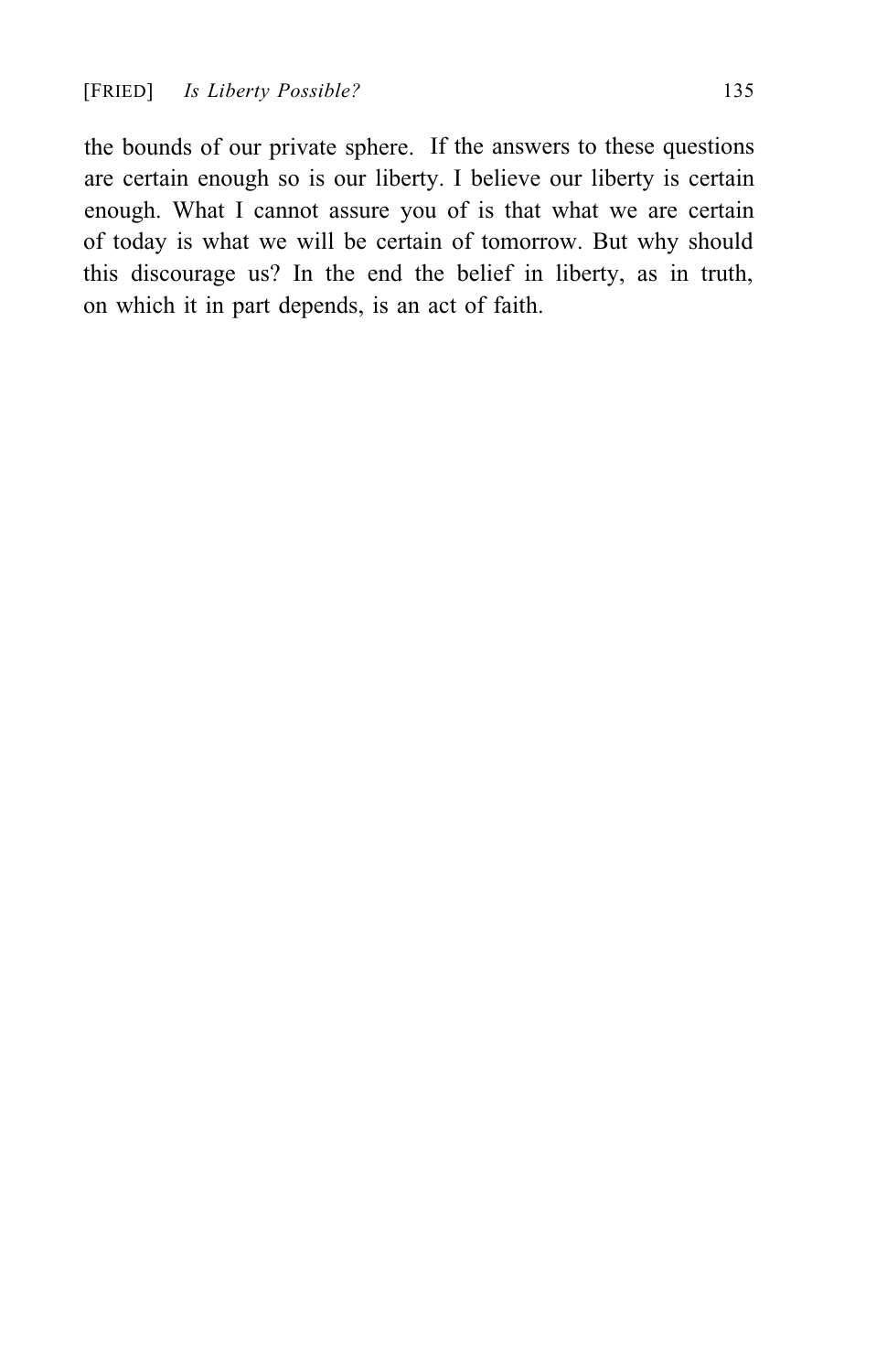the bounds of our private sphere. If the answers to these questions are certain enough so is our liberty. I believe our liberty is certain enough. What I cannot assure you of is that what we are certain of today is what we will be certain of tomorrow. But why should this discourage us? In the end the belief in liberty, as in truth, on which it in part depends, is an act of faith.